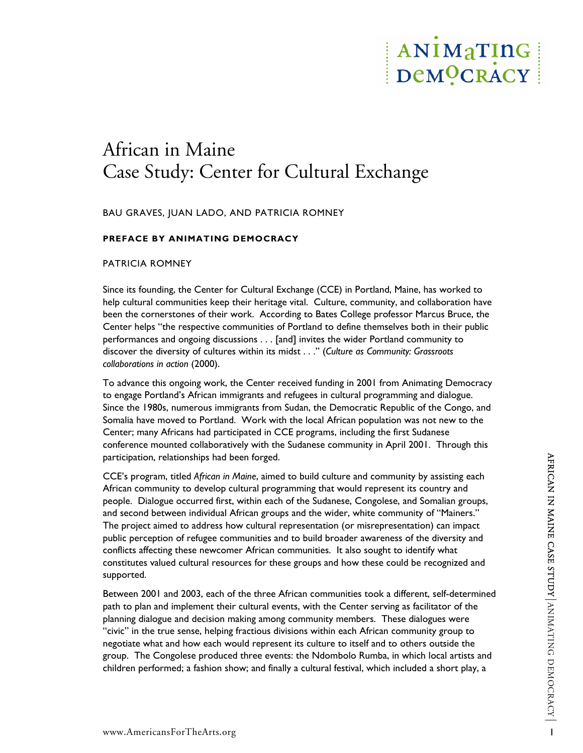# African in Maine
# Case Study: Center for Cultural Exchange

BAU GRAVES, JUAN LADO, AND PATRICIA ROMNEY

**PREFACE BY ANIMATING DEMOCRACY**

PATRICIA ROMNEY

Since its founding, the Center for Cultural Exchange (CCE) in Portland, Maine, has worked to help cultural communities keep their heritage vital. Culture, community, and collaboration have been the cornerstones of their work. According to Bates College professor Marcus Bruce, the Center helps "the respective communities of Portland to define themselves both in their public performances and ongoing discussions . . . [and] invites the wider Portland community to discover the diversity of cultures within its midst . . ." (*Culture as Community: Grassroots collaborations in action* (2000).

To advance this ongoing work, the Center received funding in 2001 from Animating Democracy to engage Portland's African immigrants and refugees in cultural programming and dialogue. Since the 1980s, numerous immigrants from Sudan, the Democratic Republic of the Congo, and Somalia have moved to Portland. Work with the local African population was not new to the Center; many Africans had participated in CCE programs, including the first Sudanese conference mounted collaboratively with the Sudanese community in April 2001. Through this participation, relationships had been forged.

CCE's program, titled *African in Maine*, aimed to build culture and community by assisting each African community to develop cultural programming that would represent its country and people. Dialogue occurred first, within each of the Sudanese, Congolese, and Somalian groups, and second between individual African groups and the wider, white community of "Mainers." The project aimed to address how cultural representation (or misrepresentation) can impact public perception of refugee communities and to build broader awareness of the diversity and conflicts affecting these newcomer African communities. It also sought to identify what constitutes valued cultural resources for these groups and how these could be recognized and supported.

Between 2001 and 2003, each of the three African communities took a different, self-determined path to plan and implement their cultural events, with the Center serving as facilitator of the planning dialogue and decision making among community members. These dialogues were "civic" in the true sense, helping fractious divisions within each African community group to negotiate what and how each would represent its culture to itself and to others outside the group. The Congolese produced three events: the Ndombolo Rumba, in which local artists and children performed; a fashion show; and finally a cultural festival, which included a short play, a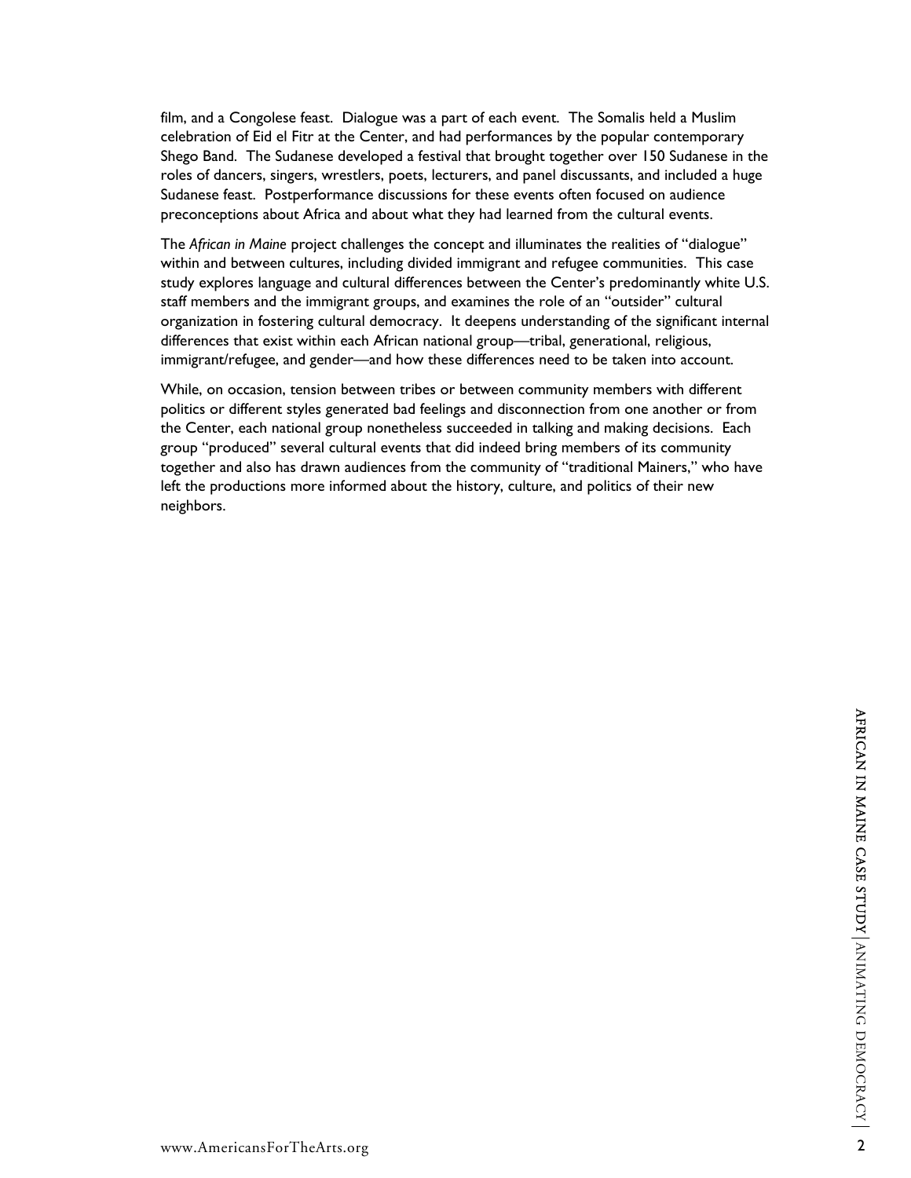film, and a Congolese feast. Dialogue was a part of each event. The Somalis held a Muslim celebration of Eid el Fitr at the Center, and had performances by the popular contemporary Shego Band. The Sudanese developed a festival that brought together over 150 Sudanese in the roles of dancers, singers, wrestlers, poets, lecturers, and panel discussants, and included a huge Sudanese feast. Postperformance discussions for these events often focused on audience preconceptions about Africa and about what they had learned from the cultural events.

The *African in Maine* project challenges the concept and illuminates the realities of "dialogue" within and between cultures, including divided immigrant and refugee communities. This case study explores language and cultural differences between the Center's predominantly white U.S. staff members and the immigrant groups, and examines the role of an "outsider" cultural organization in fostering cultural democracy. It deepens understanding of the significant internal differences that exist within each African national group—tribal, generational, religious, immigrant/refugee, and gender—and how these differences need to be taken into account.

While, on occasion, tension between tribes or between community members with different politics or different styles generated bad feelings and disconnection from one another or from the Center, each national group nonetheless succeeded in talking and making decisions. Each group "produced" several cultural events that did indeed bring members of its community together and also has drawn audiences from the community of "traditional Mainers," who have left the productions more informed about the history, culture, and politics of their new neighbors.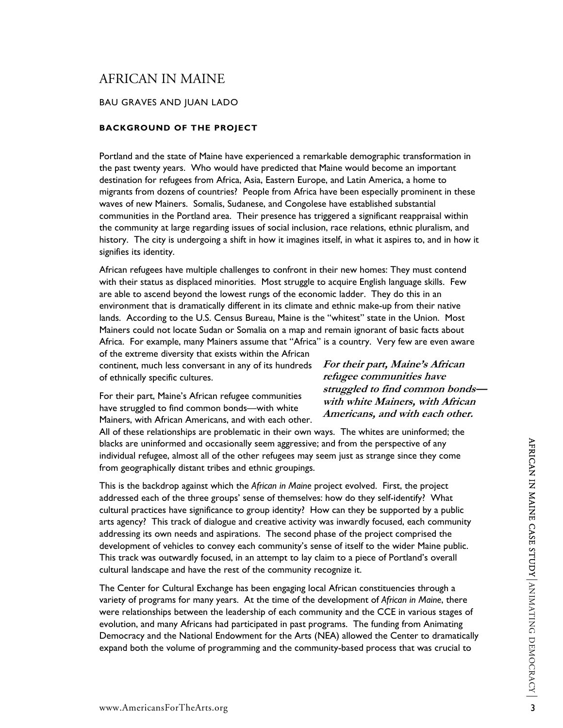# AFRICAN IN MAINE

BAU GRAVES AND JUAN LADO

### BACKGROUND OF THE PROJECT

Portland and the state of Maine have experienced a remarkable demographic transformation in the past twenty years. Who would have predicted that Maine would become an important destination for refugees from Africa, Asia, Eastern Europe, and Latin America, a home to migrants from dozens of countries? People from Africa have been especially prominent in these waves of new Mainers. Somalis, Sudanese, and Congolese have established substantial communities in the Portland area. Their presence has triggered a significant reappraisal within the community at large regarding issues of social inclusion, race relations, ethnic pluralism, and history. The city is undergoing a shift in how it imagines itself, in what it aspires to, and in how it signifies its identity.

African refugees have multiple challenges to confront in their new homes: They must contend with their status as displaced minorities. Most struggle to acquire English language skills. Few are able to ascend beyond the lowest rungs of the economic ladder. They do this in an environment that is dramatically different in its climate and ethnic make-up from their native lands. According to the U.S. Census Bureau, Maine is the "whitest" state in the Union. Most Mainers could not locate Sudan or Somalia on a map and remain ignorant of basic facts about Africa. For example, many Mainers assume that "Africa" is a country. Very few are even aware of the extreme diversity that exists within the African continent, much less conversant in any of its hundreds of ethnically specific cultures.

**For their part, Maine's African refugee communities have struggled to find common bonds—with white Mainers, with African Americans, and with each other.**

For their part, Maine's African refugee communities have struggled to find common bonds—with white Mainers, with African Americans, and with each other. All of these relationships are problematic in their own ways. The whites are uninformed; the blacks are uninformed and occasionally seem aggressive; and from the perspective of any individual refugee, almost all of the other refugees may seem just as strange since they come from geographically distant tribes and ethnic groupings.

This is the backdrop against which the *African in Maine* project evolved. First, the project addressed each of the three groups' sense of themselves: how do they self-identify? What cultural practices have significance to group identity? How can they be supported by a public arts agency? This track of dialogue and creative activity was inwardly focused, each community addressing its own needs and aspirations. The second phase of the project comprised the development of vehicles to convey each community's sense of itself to the wider Maine public. This track was outwardly focused, in an attempt to lay claim to a piece of Portland's overall cultural landscape and have the rest of the community recognize it.

The Center for Cultural Exchange has been engaging local African constituencies through a variety of programs for many years. At the time of the development of *African in Maine*, there were relationships between the leadership of each community and the CCE in various stages of evolution, and many Africans had participated in past programs. The funding from Animating Democracy and the National Endowment for the Arts (NEA) allowed the Center to dramatically expand both the volume of programming and the community-based process that was crucial to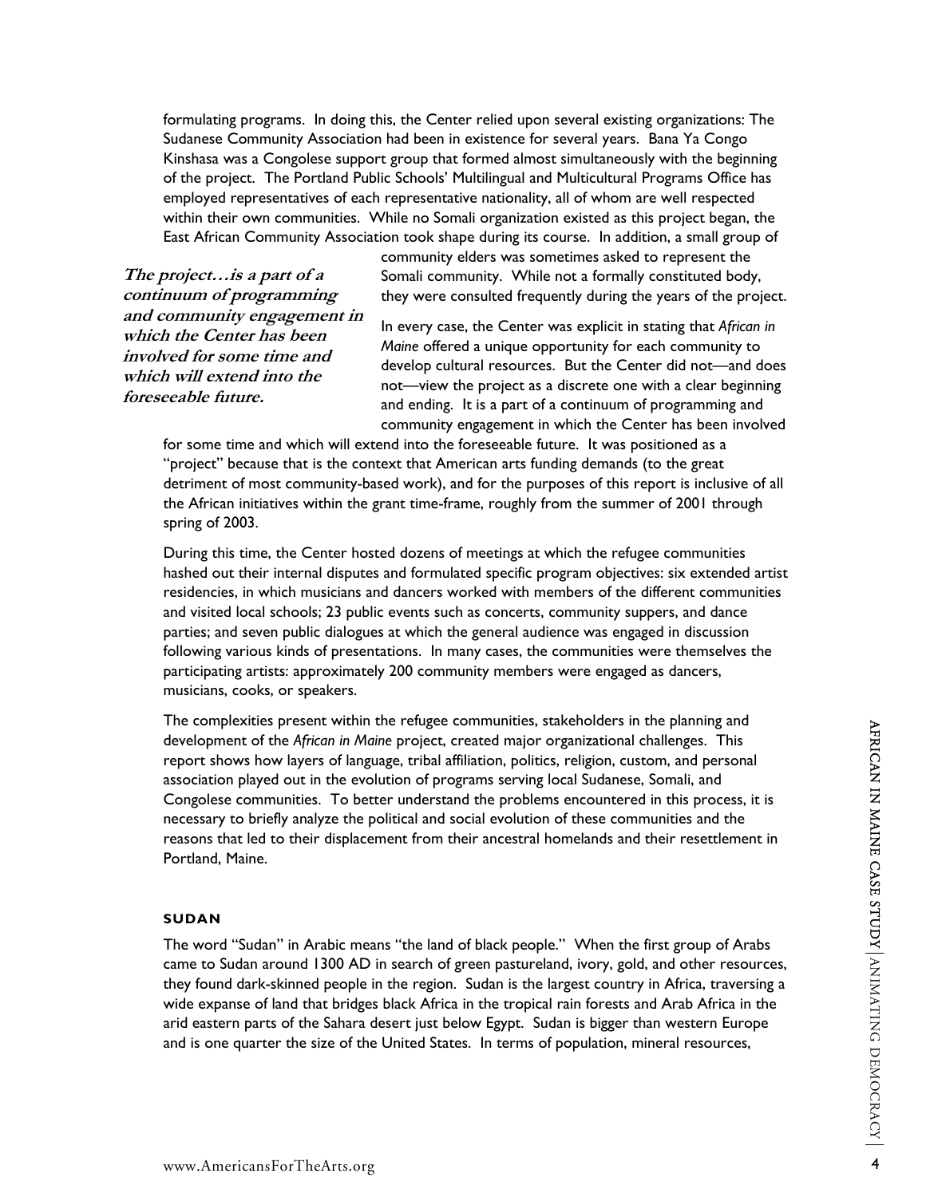formulating programs. In doing this, the Center relied upon several existing organizations: The Sudanese Community Association had been in existence for several years. Bana Ya Congo Kinshasa was a Congolese support group that formed almost simultaneously with the beginning of the project. The Portland Public Schools' Multilingual and Multicultural Programs Office has employed representatives of each representative nationality, all of whom are well respected within their own communities. While no Somali organization existed as this project began, the East African Community Association took shape during its course. In addition, a small group of community elders was sometimes asked to represent the Somali community. While not a formally constituted body, they were consulted frequently during the years of the project.

***The project…is a part of a continuum of programming and community engagement in which the Center has been involved for some time and which will extend into the foreseeable future.***

In every case, the Center was explicit in stating that *African in Maine* offered a unique opportunity for each community to develop cultural resources. But the Center did not—and does not—view the project as a discrete one with a clear beginning and ending. It is a part of a continuum of programming and community engagement in which the Center has been involved for some time and which will extend into the foreseeable future. It was positioned as a "project" because that is the context that American arts funding demands (to the great detriment of most community-based work), and for the purposes of this report is inclusive of all the African initiatives within the grant time-frame, roughly from the summer of 2001 through spring of 2003.

During this time, the Center hosted dozens of meetings at which the refugee communities hashed out their internal disputes and formulated specific program objectives: six extended artist residencies, in which musicians and dancers worked with members of the different communities and visited local schools; 23 public events such as concerts, community suppers, and dance parties; and seven public dialogues at which the general audience was engaged in discussion following various kinds of presentations. In many cases, the communities were themselves the participating artists: approximately 200 community members were engaged as dancers, musicians, cooks, or speakers.

The complexities present within the refugee communities, stakeholders in the planning and development of the *African in Maine* project, created major organizational challenges. This report shows how layers of language, tribal affiliation, politics, religion, custom, and personal association played out in the evolution of programs serving local Sudanese, Somali, and Congolese communities. To better understand the problems encountered in this process, it is necessary to briefly analyze the political and social evolution of these communities and the reasons that led to their displacement from their ancestral homelands and their resettlement in Portland, Maine.

### SUDAN

The word "Sudan" in Arabic means "the land of black people." When the first group of Arabs came to Sudan around 1300 AD in search of green pastureland, ivory, gold, and other resources, they found dark-skinned people in the region. Sudan is the largest country in Africa, traversing a wide expanse of land that bridges black Africa in the tropical rain forests and Arab Africa in the arid eastern parts of the Sahara desert just below Egypt. Sudan is bigger than western Europe and is one quarter the size of the United States. In terms of population, mineral resources,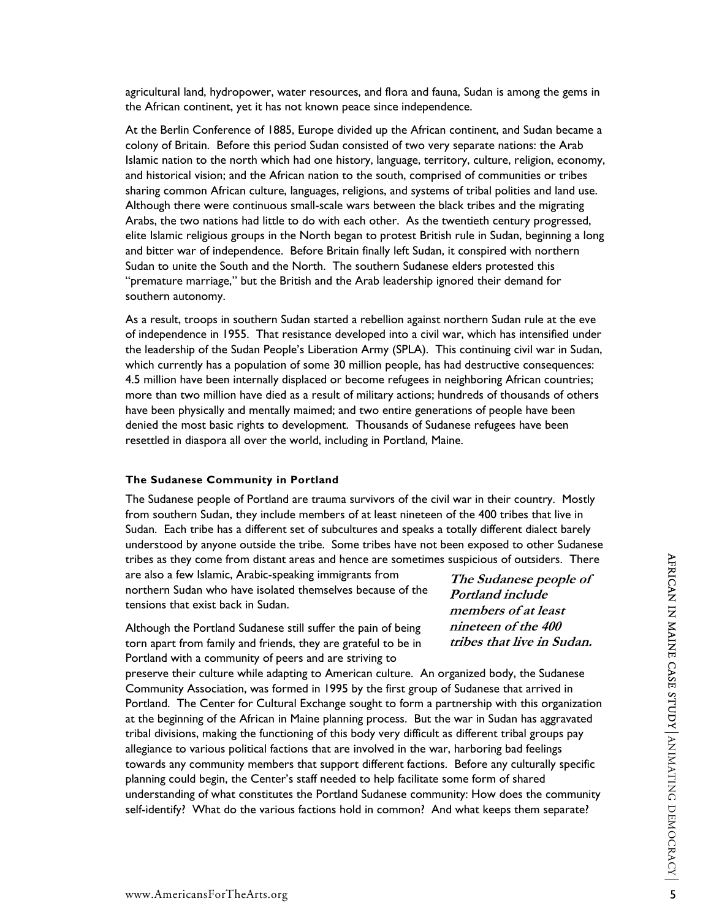agricultural land, hydropower, water resources, and flora and fauna, Sudan is among the gems in the African continent, yet it has not known peace since independence.

At the Berlin Conference of 1885, Europe divided up the African continent, and Sudan became a colony of Britain. Before this period Sudan consisted of two very separate nations: the Arab Islamic nation to the north which had one history, language, territory, culture, religion, economy, and historical vision; and the African nation to the south, comprised of communities or tribes sharing common African culture, languages, religions, and systems of tribal polities and land use. Although there were continuous small-scale wars between the black tribes and the migrating Arabs, the two nations had little to do with each other. As the twentieth century progressed, elite Islamic religious groups in the North began to protest British rule in Sudan, beginning a long and bitter war of independence. Before Britain finally left Sudan, it conspired with northern Sudan to unite the South and the North. The southern Sudanese elders protested this "premature marriage," but the British and the Arab leadership ignored their demand for southern autonomy.

As a result, troops in southern Sudan started a rebellion against northern Sudan rule at the eve of independence in 1955. That resistance developed into a civil war, which has intensified under the leadership of the Sudan People's Liberation Army (SPLA). This continuing civil war in Sudan, which currently has a population of some 30 million people, has had destructive consequences: 4.5 million have been internally displaced or become refugees in neighboring African countries; more than two million have died as a result of military actions; hundreds of thousands of others have been physically and mentally maimed; and two entire generations of people have been denied the most basic rights to development. Thousands of Sudanese refugees have been resettled in diaspora all over the world, including in Portland, Maine.

#### The Sudanese Community in Portland

The Sudanese people of Portland are trauma survivors of the civil war in their country. Mostly from southern Sudan, they include members of at least nineteen of the 400 tribes that live in Sudan. Each tribe has a different set of subcultures and speaks a totally different dialect barely understood by anyone outside the tribe. Some tribes have not been exposed to other Sudanese tribes as they come from distant areas and hence are sometimes suspicious of outsiders. There are also a few Islamic, Arabic-speaking immigrants from northern Sudan who have isolated themselves because of the tensions that exist back in Sudan.

***The Sudanese people of Portland include members of at least nineteen of the 400 tribes that live in Sudan.***

Although the Portland Sudanese still suffer the pain of being torn apart from family and friends, they are grateful to be in Portland with a community of peers and are striving to preserve their culture while adapting to American culture. An organized body, the Sudanese Community Association, was formed in 1995 by the first group of Sudanese that arrived in Portland. The Center for Cultural Exchange sought to form a partnership with this organization at the beginning of the African in Maine planning process. But the war in Sudan has aggravated tribal divisions, making the functioning of this body very difficult as different tribal groups pay allegiance to various political factions that are involved in the war, harboring bad feelings towards any community members that support different factions. Before any culturally specific planning could begin, the Center's staff needed to help facilitate some form of shared understanding of what constitutes the Portland Sudanese community: How does the community self-identify? What do the various factions hold in common? And what keeps them separate?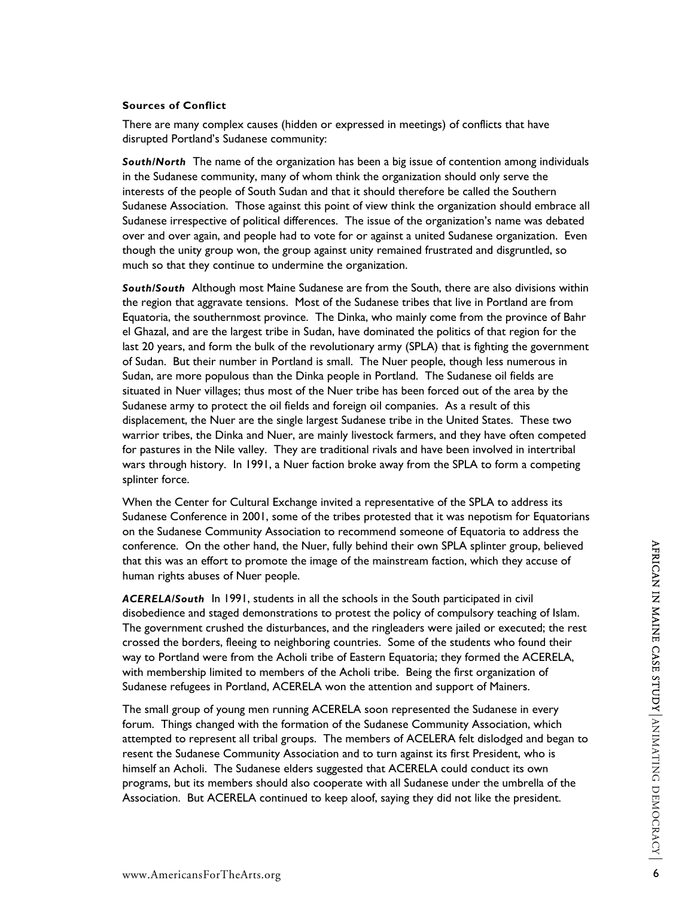**Sources of Conflict**

There are many complex causes (hidden or expressed in meetings) of conflicts that have disrupted Portland's Sudanese community:

***South/North*** The name of the organization has been a big issue of contention among individuals in the Sudanese community, many of whom think the organization should only serve the interests of the people of South Sudan and that it should therefore be called the Southern Sudanese Association. Those against this point of view think the organization should embrace all Sudanese irrespective of political differences. The issue of the organization's name was debated over and over again, and people had to vote for or against a united Sudanese organization. Even though the unity group won, the group against unity remained frustrated and disgruntled, so much so that they continue to undermine the organization.

***South/South*** Although most Maine Sudanese are from the South, there are also divisions within the region that aggravate tensions. Most of the Sudanese tribes that live in Portland are from Equatoria, the southernmost province. The Dinka, who mainly come from the province of Bahr el Ghazal, and are the largest tribe in Sudan, have dominated the politics of that region for the last 20 years, and form the bulk of the revolutionary army (SPLA) that is fighting the government of Sudan. But their number in Portland is small. The Nuer people, though less numerous in Sudan, are more populous than the Dinka people in Portland. The Sudanese oil fields are situated in Nuer villages; thus most of the Nuer tribe has been forced out of the area by the Sudanese army to protect the oil fields and foreign oil companies. As a result of this displacement, the Nuer are the single largest Sudanese tribe in the United States. These two warrior tribes, the Dinka and Nuer, are mainly livestock farmers, and they have often competed for pastures in the Nile valley. They are traditional rivals and have been involved in intertribal wars through history. In 1991, a Nuer faction broke away from the SPLA to form a competing splinter force.

When the Center for Cultural Exchange invited a representative of the SPLA to address its Sudanese Conference in 2001, some of the tribes protested that it was nepotism for Equatorians on the Sudanese Community Association to recommend someone of Equatoria to address the conference. On the other hand, the Nuer, fully behind their own SPLA splinter group, believed that this was an effort to promote the image of the mainstream faction, which they accuse of human rights abuses of Nuer people.

***ACERELA/South*** In 1991, students in all the schools in the South participated in civil disobedience and staged demonstrations to protest the policy of compulsory teaching of Islam. The government crushed the disturbances, and the ringleaders were jailed or executed; the rest crossed the borders, fleeing to neighboring countries. Some of the students who found their way to Portland were from the Acholi tribe of Eastern Equatoria; they formed the ACERELA, with membership limited to members of the Acholi tribe. Being the first organization of Sudanese refugees in Portland, ACERELA won the attention and support of Mainers.

The small group of young men running ACERELA soon represented the Sudanese in every forum. Things changed with the formation of the Sudanese Community Association, which attempted to represent all tribal groups. The members of ACELERA felt dislodged and began to resent the Sudanese Community Association and to turn against its first President, who is himself an Acholi. The Sudanese elders suggested that ACERELA could conduct its own programs, but its members should also cooperate with all Sudanese under the umbrella of the Association. But ACERELA continued to keep aloof, saying they did not like the president.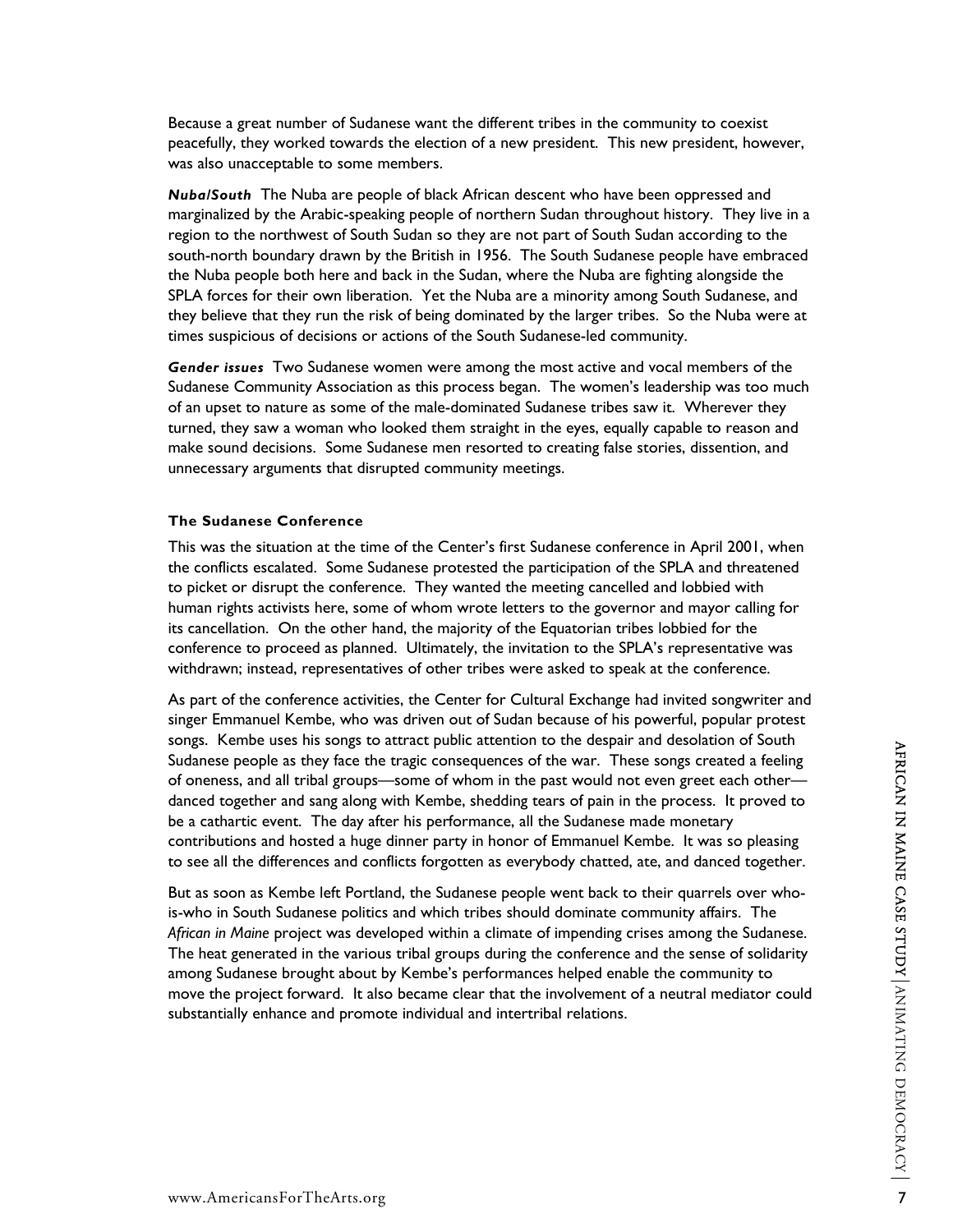Because a great number of Sudanese want the different tribes in the community to coexist peacefully, they worked towards the election of a new president. This new president, however, was also unacceptable to some members.

***Nuba/South*** The Nuba are people of black African descent who have been oppressed and marginalized by the Arabic-speaking people of northern Sudan throughout history. They live in a region to the northwest of South Sudan so they are not part of South Sudan according to the south-north boundary drawn by the British in 1956. The South Sudanese people have embraced the Nuba people both here and back in the Sudan, where the Nuba are fighting alongside the SPLA forces for their own liberation. Yet the Nuba are a minority among South Sudanese, and they believe that they run the risk of being dominated by the larger tribes. So the Nuba were at times suspicious of decisions or actions of the South Sudanese-led community.

***Gender issues*** Two Sudanese women were among the most active and vocal members of the Sudanese Community Association as this process began. The women's leadership was too much of an upset to nature as some of the male-dominated Sudanese tribes saw it. Wherever they turned, they saw a woman who looked them straight in the eyes, equally capable to reason and make sound decisions. Some Sudanese men resorted to creating false stories, dissention, and unnecessary arguments that disrupted community meetings.

#### The Sudanese Conference

This was the situation at the time of the Center's first Sudanese conference in April 2001, when the conflicts escalated. Some Sudanese protested the participation of the SPLA and threatened to picket or disrupt the conference. They wanted the meeting cancelled and lobbied with human rights activists here, some of whom wrote letters to the governor and mayor calling for its cancellation. On the other hand, the majority of the Equatorian tribes lobbied for the conference to proceed as planned. Ultimately, the invitation to the SPLA's representative was withdrawn; instead, representatives of other tribes were asked to speak at the conference.

As part of the conference activities, the Center for Cultural Exchange had invited songwriter and singer Emmanuel Kembe, who was driven out of Sudan because of his powerful, popular protest songs. Kembe uses his songs to attract public attention to the despair and desolation of South Sudanese people as they face the tragic consequences of the war. These songs created a feeling of oneness, and all tribal groups—some of whom in the past would not even greet each other—danced together and sang along with Kembe, shedding tears of pain in the process. It proved to be a cathartic event. The day after his performance, all the Sudanese made monetary contributions and hosted a huge dinner party in honor of Emmanuel Kembe. It was so pleasing to see all the differences and conflicts forgotten as everybody chatted, ate, and danced together.

But as soon as Kembe left Portland, the Sudanese people went back to their quarrels over who-is-who in South Sudanese politics and which tribes should dominate community affairs. The *African in Maine* project was developed within a climate of impending crises among the Sudanese. The heat generated in the various tribal groups during the conference and the sense of solidarity among Sudanese brought about by Kembe's performances helped enable the community to move the project forward. It also became clear that the involvement of a neutral mediator could substantially enhance and promote individual and intertribal relations.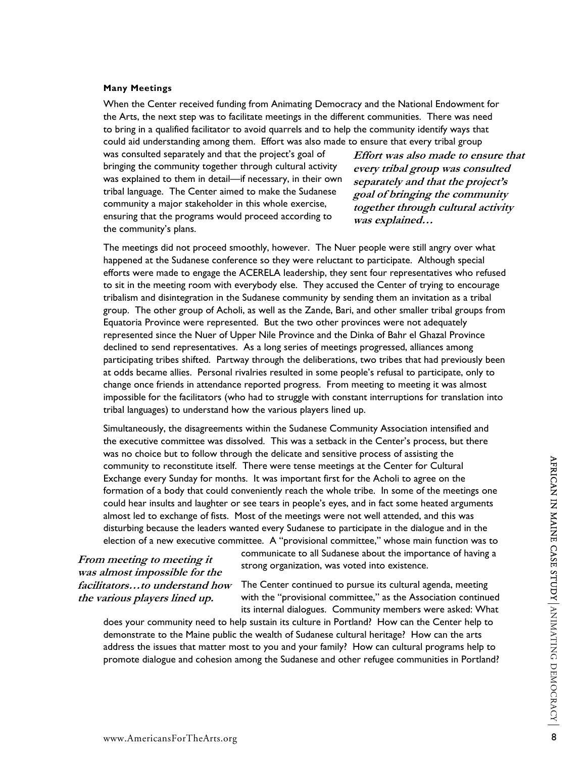**Many Meetings**

When the Center received funding from Animating Democracy and the National Endowment for the Arts, the next step was to facilitate meetings in the different communities. There was need to bring in a qualified facilitator to avoid quarrels and to help the community identify ways that could aid understanding among them. Effort was also made to ensure that every tribal group was consulted separately and that the project's goal of bringing the community together through cultural activity was explained to them in detail—if necessary, in their own tribal language. The Center aimed to make the Sudanese community a major stakeholder in this whole exercise, ensuring that the programs would proceed according to the community's plans.

***Effort was also made to ensure that every tribal group was consulted separately and that the project's goal of bringing the community together through cultural activity was explained…***

The meetings did not proceed smoothly, however. The Nuer people were still angry over what happened at the Sudanese conference so they were reluctant to participate. Although special efforts were made to engage the ACERELA leadership, they sent four representatives who refused to sit in the meeting room with everybody else. They accused the Center of trying to encourage tribalism and disintegration in the Sudanese community by sending them an invitation as a tribal group. The other group of Acholi, as well as the Zande, Bari, and other smaller tribal groups from Equatoria Province were represented. But the two other provinces were not adequately represented since the Nuer of Upper Nile Province and the Dinka of Bahr el Ghazal Province declined to send representatives. As a long series of meetings progressed, alliances among participating tribes shifted. Partway through the deliberations, two tribes that had previously been at odds became allies. Personal rivalries resulted in some people's refusal to participate, only to change once friends in attendance reported progress. From meeting to meeting it was almost impossible for the facilitators (who had to struggle with constant interruptions for translation into tribal languages) to understand how the various players lined up.

Simultaneously, the disagreements within the Sudanese Community Association intensified and the executive committee was dissolved. This was a setback in the Center's process, but there was no choice but to follow through the delicate and sensitive process of assisting the community to reconstitute itself. There were tense meetings at the Center for Cultural Exchange every Sunday for months. It was important first for the Acholi to agree on the formation of a body that could conveniently reach the whole tribe. In some of the meetings one could hear insults and laughter or see tears in people's eyes, and in fact some heated arguments almost led to exchange of fists. Most of the meetings were not well attended, and this was disturbing because the leaders wanted every Sudanese to participate in the dialogue and in the election of a new executive committee. A "provisional committee," whose main function was to communicate to all Sudanese about the importance of having a strong organization, was voted into existence.

***From meeting to meeting it was almost impossible for the facilitators…to understand how the various players lined up.***

The Center continued to pursue its cultural agenda, meeting with the "provisional committee," as the Association continued its internal dialogues. Community members were asked: What does your community need to help sustain its culture in Portland? How can the Center help to demonstrate to the Maine public the wealth of Sudanese cultural heritage? How can the arts address the issues that matter most to you and your family? How can cultural programs help to promote dialogue and cohesion among the Sudanese and other refugee communities in Portland?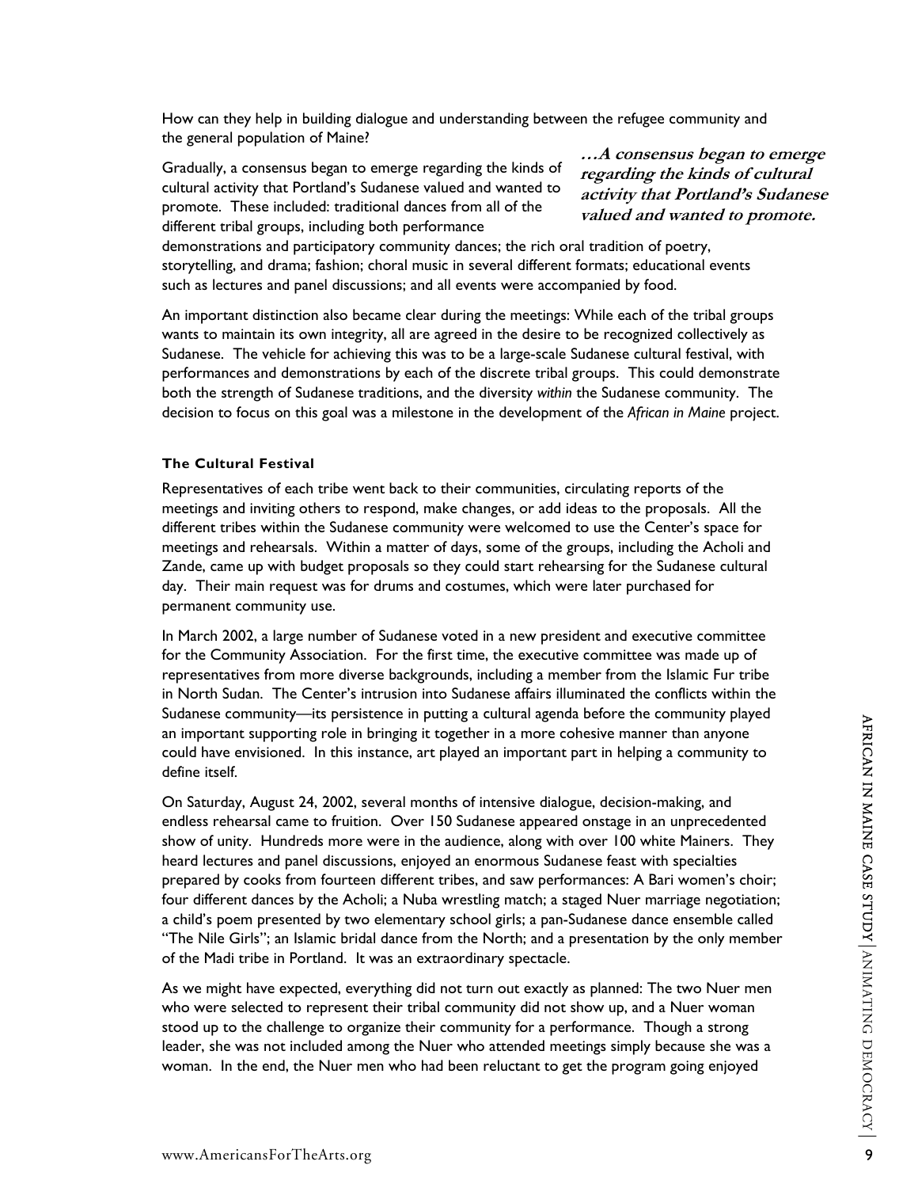How can they help in building dialogue and understanding between the refugee community and the general population of Maine?

Gradually, a consensus began to emerge regarding the kinds of cultural activity that Portland's Sudanese valued and wanted to promote. These included: traditional dances from all of the different tribal groups, including both performance demonstrations and participatory community dances; the rich oral tradition of poetry, storytelling, and drama; fashion; choral music in several different formats; educational events such as lectures and panel discussions; and all events were accompanied by food.

> ***…A consensus began to emerge regarding the kinds of cultural activity that Portland's Sudanese valued and wanted to promote.***

An important distinction also became clear during the meetings: While each of the tribal groups wants to maintain its own integrity, all are agreed in the desire to be recognized collectively as Sudanese. The vehicle for achieving this was to be a large-scale Sudanese cultural festival, with performances and demonstrations by each of the discrete tribal groups. This could demonstrate both the strength of Sudanese traditions, and the diversity *within* the Sudanese community. The decision to focus on this goal was a milestone in the development of the *African in Maine* project.

**The Cultural Festival**

Representatives of each tribe went back to their communities, circulating reports of the meetings and inviting others to respond, make changes, or add ideas to the proposals. All the different tribes within the Sudanese community were welcomed to use the Center's space for meetings and rehearsals. Within a matter of days, some of the groups, including the Acholi and Zande, came up with budget proposals so they could start rehearsing for the Sudanese cultural day. Their main request was for drums and costumes, which were later purchased for permanent community use.

In March 2002, a large number of Sudanese voted in a new president and executive committee for the Community Association. For the first time, the executive committee was made up of representatives from more diverse backgrounds, including a member from the Islamic Fur tribe in North Sudan. The Center's intrusion into Sudanese affairs illuminated the conflicts within the Sudanese community—its persistence in putting a cultural agenda before the community played an important supporting role in bringing it together in a more cohesive manner than anyone could have envisioned. In this instance, art played an important part in helping a community to define itself.

On Saturday, August 24, 2002, several months of intensive dialogue, decision-making, and endless rehearsal came to fruition. Over 150 Sudanese appeared onstage in an unprecedented show of unity. Hundreds more were in the audience, along with over 100 white Mainers. They heard lectures and panel discussions, enjoyed an enormous Sudanese feast with specialties prepared by cooks from fourteen different tribes, and saw performances: A Bari women's choir; four different dances by the Acholi; a Nuba wrestling match; a staged Nuer marriage negotiation; a child's poem presented by two elementary school girls; a pan-Sudanese dance ensemble called "The Nile Girls"; an Islamic bridal dance from the North; and a presentation by the only member of the Madi tribe in Portland. It was an extraordinary spectacle.

As we might have expected, everything did not turn out exactly as planned: The two Nuer men who were selected to represent their tribal community did not show up, and a Nuer woman stood up to the challenge to organize their community for a performance. Though a strong leader, she was not included among the Nuer who attended meetings simply because she was a woman. In the end, the Nuer men who had been reluctant to get the program going enjoyed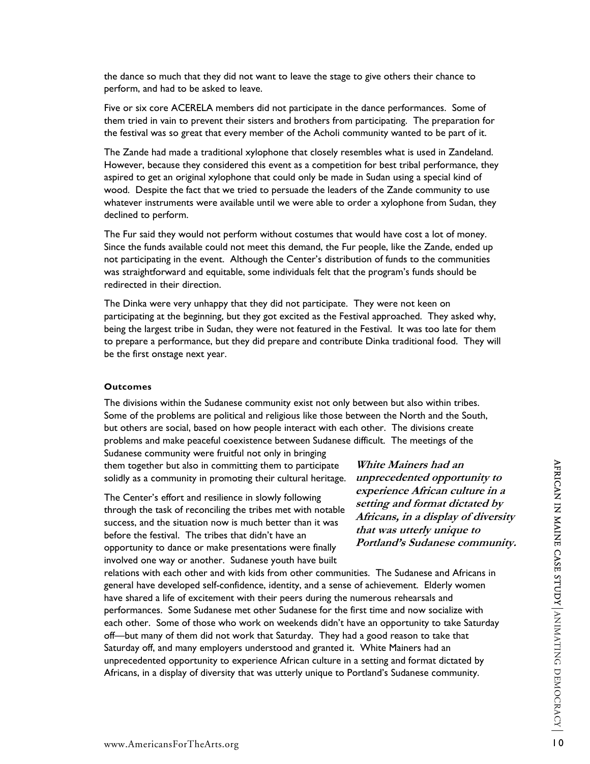the dance so much that they did not want to leave the stage to give others their chance to perform, and had to be asked to leave.

Five or six core ACERELA members did not participate in the dance performances. Some of them tried in vain to prevent their sisters and brothers from participating. The preparation for the festival was so great that every member of the Acholi community wanted to be part of it.

The Zande had made a traditional xylophone that closely resembles what is used in Zandeland. However, because they considered this event as a competition for best tribal performance, they aspired to get an original xylophone that could only be made in Sudan using a special kind of wood. Despite the fact that we tried to persuade the leaders of the Zande community to use whatever instruments were available until we were able to order a xylophone from Sudan, they declined to perform.

The Fur said they would not perform without costumes that would have cost a lot of money. Since the funds available could not meet this demand, the Fur people, like the Zande, ended up not participating in the event. Although the Center's distribution of funds to the communities was straightforward and equitable, some individuals felt that the program's funds should be redirected in their direction.

The Dinka were very unhappy that they did not participate. They were not keen on participating at the beginning, but they got excited as the Festival approached. They asked why, being the largest tribe in Sudan, they were not featured in the Festival. It was too late for them to prepare a performance, but they did prepare and contribute Dinka traditional food. They will be the first onstage next year.

**Outcomes**

The divisions within the Sudanese community exist not only between but also within tribes. Some of the problems are political and religious like those between the North and the South, but others are social, based on how people interact with each other. The divisions create problems and make peaceful coexistence between Sudanese difficult. The meetings of the Sudanese community were fruitful not only in bringing them together but also in committing them to participate solidly as a community in promoting their cultural heritage.

The Center's effort and resilience in slowly following through the task of reconciling the tribes met with notable success, and the situation now is much better than it was before the festival. The tribes that didn't have an opportunity to dance or make presentations were finally involved one way or another. Sudanese youth have built relations with each other and with kids from other communities. The Sudanese and Africans in general have developed self-confidence, identity, and a sense of achievement. Elderly women have shared a life of excitement with their peers during the numerous rehearsals and performances. Some Sudanese met other Sudanese for the first time and now socialize with each other. Some of those who work on weekends didn't have an opportunity to take Saturday off—but many of them did not work that Saturday. They had a good reason to take that Saturday off, and many employers understood and granted it. White Mainers had an unprecedented opportunity to experience African culture in a setting and format dictated by Africans, in a display of diversity that was utterly unique to Portland's Sudanese community.

***White Mainers had an unprecedented opportunity to experience African culture in a setting and format dictated by Africans, in a display of diversity that was utterly unique to Portland's Sudanese community.***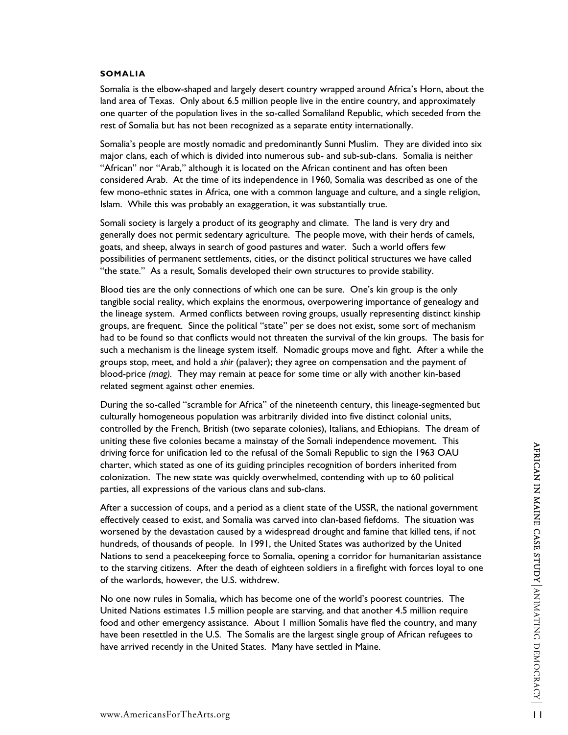### SOMALIA

Somalia is the elbow-shaped and largely desert country wrapped around Africa's Horn, about the land area of Texas. Only about 6.5 million people live in the entire country, and approximately one quarter of the population lives in the so-called Somaliland Republic, which seceded from the rest of Somalia but has not been recognized as a separate entity internationally.

Somalia's people are mostly nomadic and predominantly Sunni Muslim. They are divided into six major clans, each of which is divided into numerous sub- and sub-sub-clans. Somalia is neither "African" nor "Arab," although it is located on the African continent and has often been considered Arab. At the time of its independence in 1960, Somalia was described as one of the few mono-ethnic states in Africa, one with a common language and culture, and a single religion, Islam. While this was probably an exaggeration, it was substantially true.

Somali society is largely a product of its geography and climate. The land is very dry and generally does not permit sedentary agriculture. The people move, with their herds of camels, goats, and sheep, always in search of good pastures and water. Such a world offers few possibilities of permanent settlements, cities, or the distinct political structures we have called "the state." As a result, Somalis developed their own structures to provide stability.

Blood ties are the only connections of which one can be sure. One's kin group is the only tangible social reality, which explains the enormous, overpowering importance of genealogy and the lineage system. Armed conflicts between roving groups, usually representing distinct kinship groups, are frequent. Since the political "state" per se does not exist, some sort of mechanism had to be found so that conflicts would not threaten the survival of the kin groups. The basis for such a mechanism is the lineage system itself. Nomadic groups move and fight. After a while the groups stop, meet, and hold a *shir* (palaver); they agree on compensation and the payment of blood-price *(mag)*. They may remain at peace for some time or ally with another kin-based related segment against other enemies.

During the so-called "scramble for Africa" of the nineteenth century, this lineage-segmented but culturally homogeneous population was arbitrarily divided into five distinct colonial units, controlled by the French, British (two separate colonies), Italians, and Ethiopians. The dream of uniting these five colonies became a mainstay of the Somali independence movement. This driving force for unification led to the refusal of the Somali Republic to sign the 1963 OAU charter, which stated as one of its guiding principles recognition of borders inherited from colonization. The new state was quickly overwhelmed, contending with up to 60 political parties, all expressions of the various clans and sub-clans.

After a succession of coups, and a period as a client state of the USSR, the national government effectively ceased to exist, and Somalia was carved into clan-based fiefdoms. The situation was worsened by the devastation caused by a widespread drought and famine that killed tens, if not hundreds, of thousands of people. In 1991, the United States was authorized by the United Nations to send a peacekeeping force to Somalia, opening a corridor for humanitarian assistance to the starving citizens. After the death of eighteen soldiers in a firefight with forces loyal to one of the warlords, however, the U.S. withdrew.

No one now rules in Somalia, which has become one of the world's poorest countries. The United Nations estimates 1.5 million people are starving, and that another 4.5 million require food and other emergency assistance. About 1 million Somalis have fled the country, and many have been resettled in the U.S. The Somalis are the largest single group of African refugees to have arrived recently in the United States. Many have settled in Maine.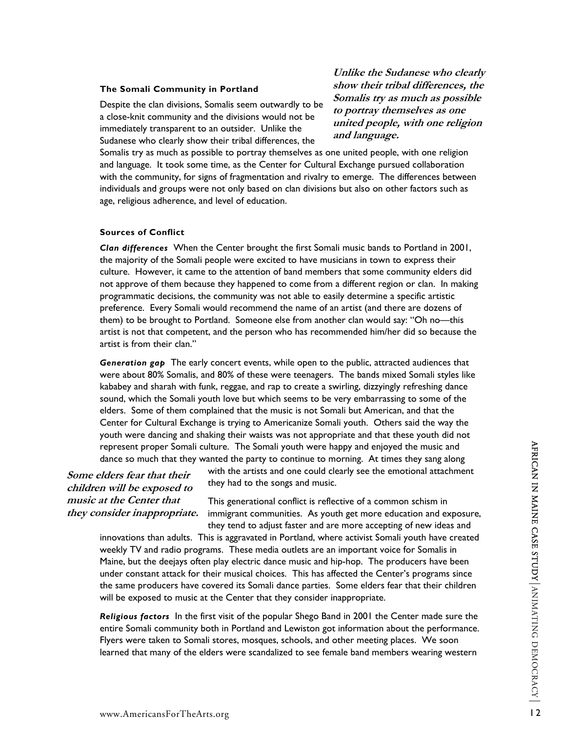### The Somali Community in Portland

*Unlike the Sudanese who clearly show their tribal differences, the Somalis try as much as possible to portray themselves as one united people, with one religion and language.*

Despite the clan divisions, Somalis seem outwardly to be a close-knit community and the divisions would not be immediately transparent to an outsider. Unlike the Sudanese who clearly show their tribal differences, the Somalis try as much as possible to portray themselves as one united people, with one religion and language. It took some time, as the Center for Cultural Exchange pursued collaboration with the community, for signs of fragmentation and rivalry to emerge. The differences between individuals and groups were not only based on clan divisions but also on other factors such as age, religious adherence, and level of education.

### Sources of Conflict

***Clan differences*** When the Center brought the first Somali music bands to Portland in 2001, the majority of the Somali people were excited to have musicians in town to express their culture. However, it came to the attention of band members that some community elders did not approve of them because they happened to come from a different region or clan. In making programmatic decisions, the community was not able to easily determine a specific artistic preference. Every Somali would recommend the name of an artist (and there are dozens of them) to be brought to Portland. Someone else from another clan would say: "Oh no—this artist is not that competent, and the person who has recommended him/her did so because the artist is from their clan."

***Generation gap*** The early concert events, while open to the public, attracted audiences that were about 80% Somalis, and 80% of these were teenagers. The bands mixed Somali styles like kababey and sharah with funk, reggae, and rap to create a swirling, dizzyingly refreshing dance sound, which the Somali youth love but which seems to be very embarrassing to some of the elders. Some of them complained that the music is not Somali but American, and that the Center for Cultural Exchange is trying to Americanize Somali youth. Others said the way the youth were dancing and shaking their waists was not appropriate and that these youth did not represent proper Somali culture. The Somali youth were happy and enjoyed the music and dance so much that they wanted the party to continue to morning. At times they sang along with the artists and one could clearly see the emotional attachment they had to the songs and music.

*Some elders fear that their children will be exposed to music at the Center that they consider inappropriate.*

This generational conflict is reflective of a common schism in immigrant communities. As youth get more education and exposure, they tend to adjust faster and are more accepting of new ideas and innovations than adults. This is aggravated in Portland, where activist Somali youth have created weekly TV and radio programs. These media outlets are an important voice for Somalis in Maine, but the deejays often play electric dance music and hip-hop. The producers have been under constant attack for their musical choices. This has affected the Center's programs since the same producers have covered its Somali dance parties. Some elders fear that their children will be exposed to music at the Center that they consider inappropriate.

***Religious factors*** In the first visit of the popular Shego Band in 2001 the Center made sure the entire Somali community both in Portland and Lewiston got information about the performance. Flyers were taken to Somali stores, mosques, schools, and other meeting places. We soon learned that many of the elders were scandalized to see female band members wearing western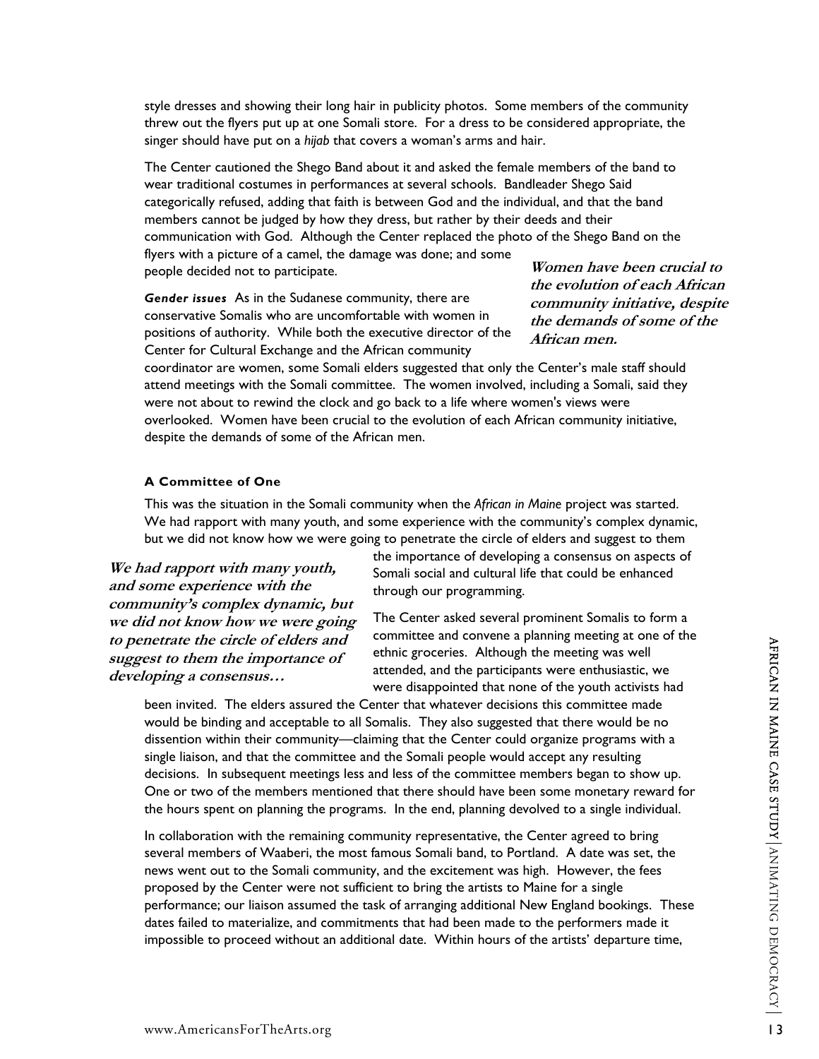style dresses and showing their long hair in publicity photos. Some members of the community threw out the flyers put up at one Somali store. For a dress to be considered appropriate, the singer should have put on a *hijab* that covers a woman's arms and hair.

The Center cautioned the Shego Band about it and asked the female members of the band to wear traditional costumes in performances at several schools. Bandleader Shego Said categorically refused, adding that faith is between God and the individual, and that the band members cannot be judged by how they dress, but rather by their deeds and their communication with God. Although the Center replaced the photo of the Shego Band on the flyers with a picture of a camel, the damage was done; and some people decided not to participate.

***Women have been crucial to the evolution of each African community initiative, despite the demands of some of the African men.***

***Gender issues*** As in the Sudanese community, there are conservative Somalis who are uncomfortable with women in positions of authority. While both the executive director of the Center for Cultural Exchange and the African community coordinator are women, some Somali elders suggested that only the Center's male staff should attend meetings with the Somali committee. The women involved, including a Somali, said they were not about to rewind the clock and go back to a life where women's views were overlooked. Women have been crucial to the evolution of each African community initiative, despite the demands of some of the African men.

#### A Committee of One

This was the situation in the Somali community when the *African in Maine* project was started. We had rapport with many youth, and some experience with the community's complex dynamic, but we did not know how we were going to penetrate the circle of elders and suggest to them the importance of developing a consensus on aspects of Somali social and cultural life that could be enhanced through our programming.

***We had rapport with many youth, and some experience with the community's complex dynamic, but we did not know how we were going to penetrate the circle of elders and suggest to them the importance of developing a consensus…***

The Center asked several prominent Somalis to form a committee and convene a planning meeting at one of the ethnic groceries. Although the meeting was well attended, and the participants were enthusiastic, we were disappointed that none of the youth activists had been invited. The elders assured the Center that whatever decisions this committee made would be binding and acceptable to all Somalis. They also suggested that there would be no dissention within their community—claiming that the Center could organize programs with a single liaison, and that the committee and the Somali people would accept any resulting decisions. In subsequent meetings less and less of the committee members began to show up. One or two of the members mentioned that there should have been some monetary reward for the hours spent on planning the programs. In the end, planning devolved to a single individual.

In collaboration with the remaining community representative, the Center agreed to bring several members of Waaberi, the most famous Somali band, to Portland. A date was set, the news went out to the Somali community, and the excitement was high. However, the fees proposed by the Center were not sufficient to bring the artists to Maine for a single performance; our liaison assumed the task of arranging additional New England bookings. These dates failed to materialize, and commitments that had been made to the performers made it impossible to proceed without an additional date. Within hours of the artists' departure time,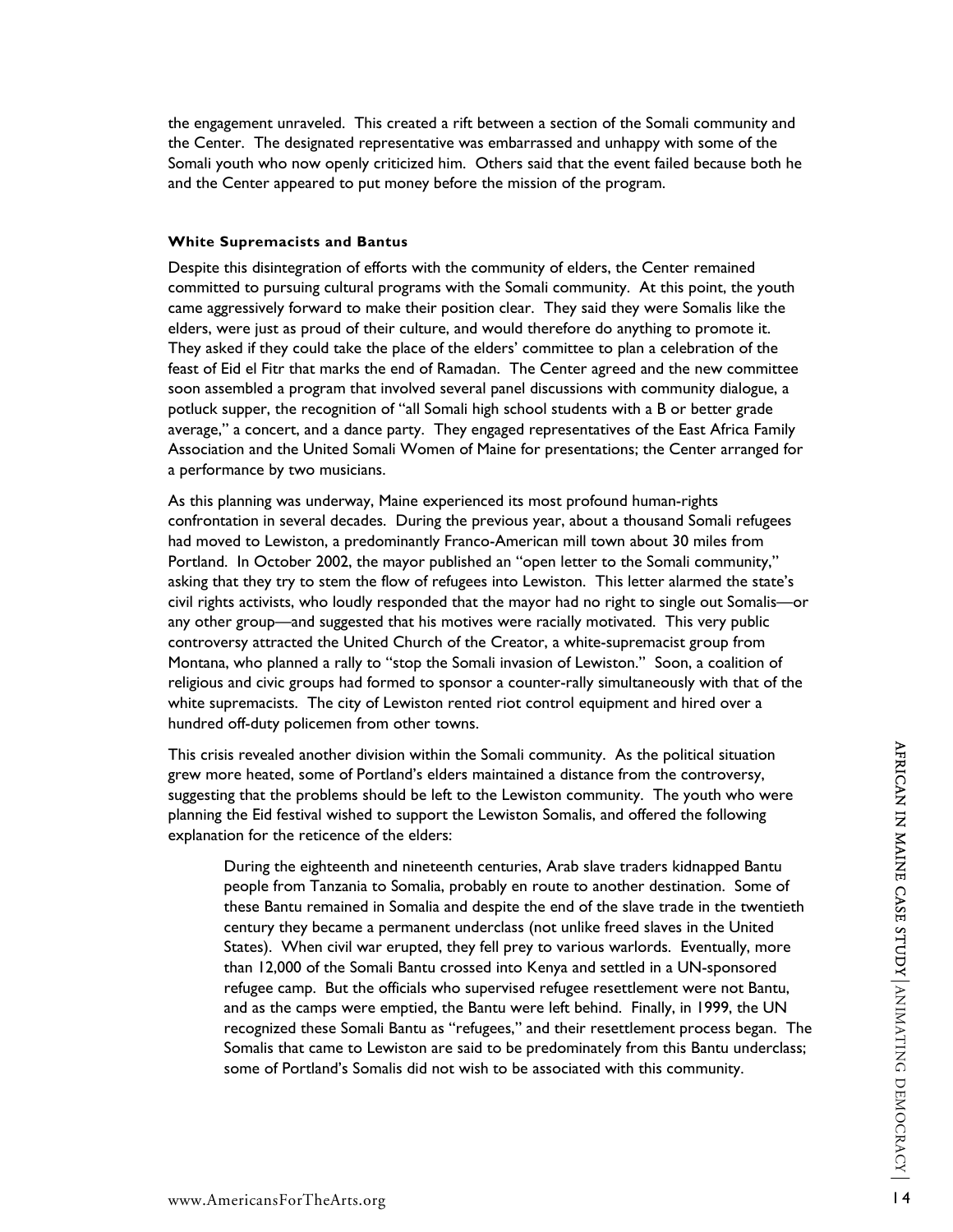the engagement unraveled. This created a rift between a section of the Somali community and the Center. The designated representative was embarrassed and unhappy with some of the Somali youth who now openly criticized him. Others said that the event failed because both he and the Center appeared to put money before the mission of the program.

**White Supremacists and Bantus**

Despite this disintegration of efforts with the community of elders, the Center remained committed to pursuing cultural programs with the Somali community. At this point, the youth came aggressively forward to make their position clear. They said they were Somalis like the elders, were just as proud of their culture, and would therefore do anything to promote it. They asked if they could take the place of the elders' committee to plan a celebration of the feast of Eid el Fitr that marks the end of Ramadan. The Center agreed and the new committee soon assembled a program that involved several panel discussions with community dialogue, a potluck supper, the recognition of "all Somali high school students with a B or better grade average," a concert, and a dance party. They engaged representatives of the East Africa Family Association and the United Somali Women of Maine for presentations; the Center arranged for a performance by two musicians.

As this planning was underway, Maine experienced its most profound human-rights confrontation in several decades. During the previous year, about a thousand Somali refugees had moved to Lewiston, a predominantly Franco-American mill town about 30 miles from Portland. In October 2002, the mayor published an "open letter to the Somali community," asking that they try to stem the flow of refugees into Lewiston. This letter alarmed the state's civil rights activists, who loudly responded that the mayor had no right to single out Somalis—or any other group—and suggested that his motives were racially motivated. This very public controversy attracted the United Church of the Creator, a white-supremacist group from Montana, who planned a rally to "stop the Somali invasion of Lewiston." Soon, a coalition of religious and civic groups had formed to sponsor a counter-rally simultaneously with that of the white supremacists. The city of Lewiston rented riot control equipment and hired over a hundred off-duty policemen from other towns.

This crisis revealed another division within the Somali community. As the political situation grew more heated, some of Portland's elders maintained a distance from the controversy, suggesting that the problems should be left to the Lewiston community. The youth who were planning the Eid festival wished to support the Lewiston Somalis, and offered the following explanation for the reticence of the elders:

> During the eighteenth and nineteenth centuries, Arab slave traders kidnapped Bantu people from Tanzania to Somalia, probably en route to another destination. Some of these Bantu remained in Somalia and despite the end of the slave trade in the twentieth century they became a permanent underclass (not unlike freed slaves in the United States). When civil war erupted, they fell prey to various warlords. Eventually, more than 12,000 of the Somali Bantu crossed into Kenya and settled in a UN-sponsored refugee camp. But the officials who supervised refugee resettlement were not Bantu, and as the camps were emptied, the Bantu were left behind. Finally, in 1999, the UN recognized these Somali Bantu as "refugees," and their resettlement process began. The Somalis that came to Lewiston are said to be predominately from this Bantu underclass; some of Portland's Somalis did not wish to be associated with this community.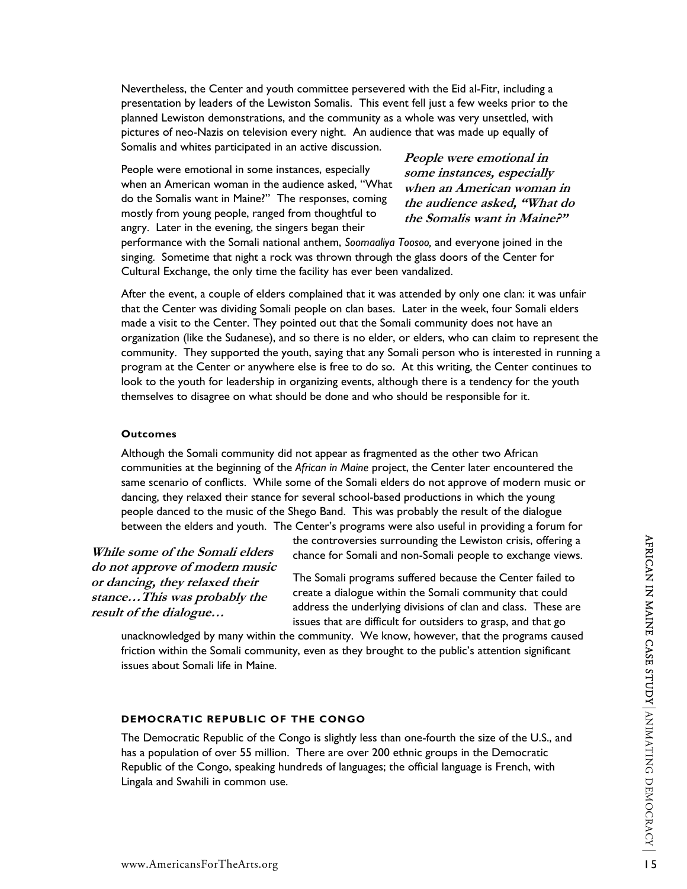Nevertheless, the Center and youth committee persevered with the Eid al-Fitr, including a presentation by leaders of the Lewiston Somalis. This event fell just a few weeks prior to the planned Lewiston demonstrations, and the community as a whole was very unsettled, with pictures of neo-Nazis on television every night. An audience that was made up equally of Somalis and whites participated in an active discussion.

People were emotional in some instances, especially when an American woman in the audience asked, "What do the Somalis want in Maine?" The responses, coming mostly from young people, ranged from thoughtful to angry. Later in the evening, the singers began their performance with the Somali national anthem, *Soomaaliya Toosoo,* and everyone joined in the singing. Sometime that night a rock was thrown through the glass doors of the Center for Cultural Exchange, the only time the facility has ever been vandalized.

***People were emotional in some instances, especially when an American woman in the audience asked, "What do the Somalis want in Maine?"***

After the event, a couple of elders complained that it was attended by only one clan: it was unfair that the Center was dividing Somali people on clan bases. Later in the week, four Somali elders made a visit to the Center. They pointed out that the Somali community does not have an organization (like the Sudanese), and so there is no elder, or elders, who can claim to represent the community. They supported the youth, saying that any Somali person who is interested in running a program at the Center or anywhere else is free to do so. At this writing, the Center continues to look to the youth for leadership in organizing events, although there is a tendency for the youth themselves to disagree on what should be done and who should be responsible for it.

#### Outcomes

Although the Somali community did not appear as fragmented as the other two African communities at the beginning of the *African in Maine* project, the Center later encountered the same scenario of conflicts. While some of the Somali elders do not approve of modern music or dancing, they relaxed their stance for several school-based productions in which the young people danced to the music of the Shego Band. This was probably the result of the dialogue between the elders and youth. The Center's programs were also useful in providing a forum for the controversies surrounding the Lewiston crisis, offering a chance for Somali and non-Somali people to exchange views.

***While some of the Somali elders do not approve of modern music or dancing, they relaxed their stance…This was probably the result of the dialogue…***

The Somali programs suffered because the Center failed to create a dialogue within the Somali community that could address the underlying divisions of clan and class. These are issues that are difficult for outsiders to grasp, and that go unacknowledged by many within the community. We know, however, that the programs caused friction within the Somali community, even as they brought to the public's attention significant issues about Somali life in Maine.

### DEMOCRATIC REPUBLIC OF THE CONGO

The Democratic Republic of the Congo is slightly less than one-fourth the size of the U.S., and has a population of over 55 million. There are over 200 ethnic groups in the Democratic Republic of the Congo, speaking hundreds of languages; the official language is French, with Lingala and Swahili in common use.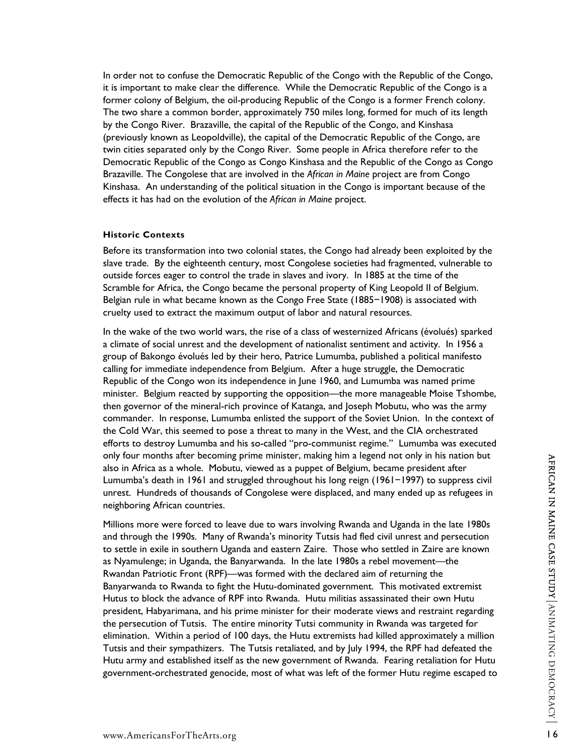In order not to confuse the Democratic Republic of the Congo with the Republic of the Congo, it is important to make clear the difference. While the Democratic Republic of the Congo is a former colony of Belgium, the oil-producing Republic of the Congo is a former French colony. The two share a common border, approximately 750 miles long, formed for much of its length by the Congo River. Brazaville, the capital of the Republic of the Congo, and Kinshasa (previously known as Leopoldville), the capital of the Democratic Republic of the Congo, are twin cities separated only by the Congo River. Some people in Africa therefore refer to the Democratic Republic of the Congo as Congo Kinshasa and the Republic of the Congo as Congo Brazaville. The Congolese that are involved in the *African in Maine* project are from Congo Kinshasa. An understanding of the political situation in the Congo is important because of the effects it has had on the evolution of the *African in Maine* project.

**Historic Contexts**

Before its transformation into two colonial states, the Congo had already been exploited by the slave trade. By the eighteenth century, most Congolese societies had fragmented, vulnerable to outside forces eager to control the trade in slaves and ivory. In 1885 at the time of the Scramble for Africa, the Congo became the personal property of King Leopold II of Belgium. Belgian rule in what became known as the Congo Free State (1885−1908) is associated with cruelty used to extract the maximum output of labor and natural resources.

In the wake of the two world wars, the rise of a class of westernized Africans (évolués) sparked a climate of social unrest and the development of nationalist sentiment and activity. In 1956 a group of Bakongo évolués led by their hero, Patrice Lumumba, published a political manifesto calling for immediate independence from Belgium. After a huge struggle, the Democratic Republic of the Congo won its independence in June 1960, and Lumumba was named prime minister. Belgium reacted by supporting the opposition—the more manageable Moise Tshombe, then governor of the mineral-rich province of Katanga, and Joseph Mobutu, who was the army commander. In response, Lumumba enlisted the support of the Soviet Union. In the context of the Cold War, this seemed to pose a threat to many in the West, and the CIA orchestrated efforts to destroy Lumumba and his so-called "pro-communist regime." Lumumba was executed only four months after becoming prime minister, making him a legend not only in his nation but also in Africa as a whole. Mobutu, viewed as a puppet of Belgium, became president after Lumumba's death in 1961 and struggled throughout his long reign (1961−1997) to suppress civil unrest. Hundreds of thousands of Congolese were displaced, and many ended up as refugees in neighboring African countries.

Millions more were forced to leave due to wars involving Rwanda and Uganda in the late 1980s and through the 1990s. Many of Rwanda's minority Tutsis had fled civil unrest and persecution to settle in exile in southern Uganda and eastern Zaire. Those who settled in Zaire are known as Nyamulenge; in Uganda, the Banyarwanda. In the late 1980s a rebel movement—the Rwandan Patriotic Front (RPF)—was formed with the declared aim of returning the Banyarwanda to Rwanda to fight the Hutu-dominated government. This motivated extremist Hutus to block the advance of RPF into Rwanda. Hutu militias assassinated their own Hutu president, Habyarimana, and his prime minister for their moderate views and restraint regarding the persecution of Tutsis. The entire minority Tutsi community in Rwanda was targeted for elimination. Within a period of 100 days, the Hutu extremists had killed approximately a million Tutsis and their sympathizers. The Tutsis retaliated, and by July 1994, the RPF had defeated the Hutu army and established itself as the new government of Rwanda. Fearing retaliation for Hutu government-orchestrated genocide, most of what was left of the former Hutu regime escaped to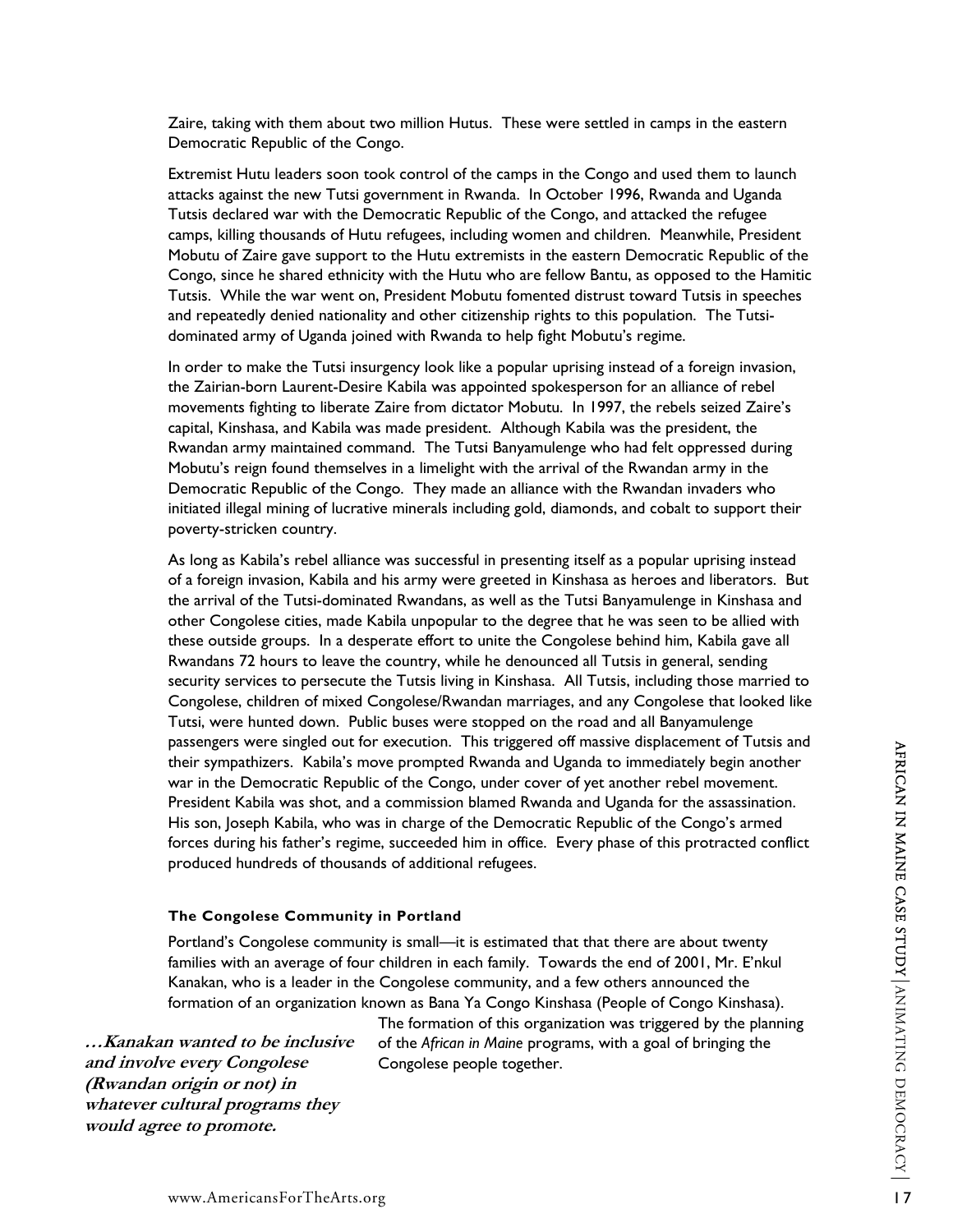Zaire, taking with them about two million Hutus. These were settled in camps in the eastern Democratic Republic of the Congo.

Extremist Hutu leaders soon took control of the camps in the Congo and used them to launch attacks against the new Tutsi government in Rwanda. In October 1996, Rwanda and Uganda Tutsis declared war with the Democratic Republic of the Congo, and attacked the refugee camps, killing thousands of Hutu refugees, including women and children. Meanwhile, President Mobutu of Zaire gave support to the Hutu extremists in the eastern Democratic Republic of the Congo, since he shared ethnicity with the Hutu who are fellow Bantu, as opposed to the Hamitic Tutsis. While the war went on, President Mobutu fomented distrust toward Tutsis in speeches and repeatedly denied nationality and other citizenship rights to this population. The Tutsi-dominated army of Uganda joined with Rwanda to help fight Mobutu's regime.

In order to make the Tutsi insurgency look like a popular uprising instead of a foreign invasion, the Zairian-born Laurent-Desire Kabila was appointed spokesperson for an alliance of rebel movements fighting to liberate Zaire from dictator Mobutu. In 1997, the rebels seized Zaire's capital, Kinshasa, and Kabila was made president. Although Kabila was the president, the Rwandan army maintained command. The Tutsi Banyamulenge who had felt oppressed during Mobutu's reign found themselves in a limelight with the arrival of the Rwandan army in the Democratic Republic of the Congo. They made an alliance with the Rwandan invaders who initiated illegal mining of lucrative minerals including gold, diamonds, and cobalt to support their poverty-stricken country.

As long as Kabila's rebel alliance was successful in presenting itself as a popular uprising instead of a foreign invasion, Kabila and his army were greeted in Kinshasa as heroes and liberators. But the arrival of the Tutsi-dominated Rwandans, as well as the Tutsi Banyamulenge in Kinshasa and other Congolese cities, made Kabila unpopular to the degree that he was seen to be allied with these outside groups. In a desperate effort to unite the Congolese behind him, Kabila gave all Rwandans 72 hours to leave the country, while he denounced all Tutsis in general, sending security services to persecute the Tutsis living in Kinshasa. All Tutsis, including those married to Congolese, children of mixed Congolese/Rwandan marriages, and any Congolese that looked like Tutsi, were hunted down. Public buses were stopped on the road and all Banyamulenge passengers were singled out for execution. This triggered off massive displacement of Tutsis and their sympathizers. Kabila's move prompted Rwanda and Uganda to immediately begin another war in the Democratic Republic of the Congo, under cover of yet another rebel movement. President Kabila was shot, and a commission blamed Rwanda and Uganda for the assassination. His son, Joseph Kabila, who was in charge of the Democratic Republic of the Congo's armed forces during his father's regime, succeeded him in office. Every phase of this protracted conflict produced hundreds of thousands of additional refugees.

#### The Congolese Community in Portland

Portland's Congolese community is small—it is estimated that that there are about twenty families with an average of four children in each family. Towards the end of 2001, Mr. E'nkul Kanakan, who is a leader in the Congolese community, and a few others announced the formation of an organization known as Bana Ya Congo Kinshasa (People of Congo Kinshasa). The formation of this organization was triggered by the planning of the *African in Maine* programs, with a goal of bringing the Congolese people together.

***…Kanakan wanted to be inclusive and involve every Congolese (Rwandan origin or not) in whatever cultural programs they would agree to promote.***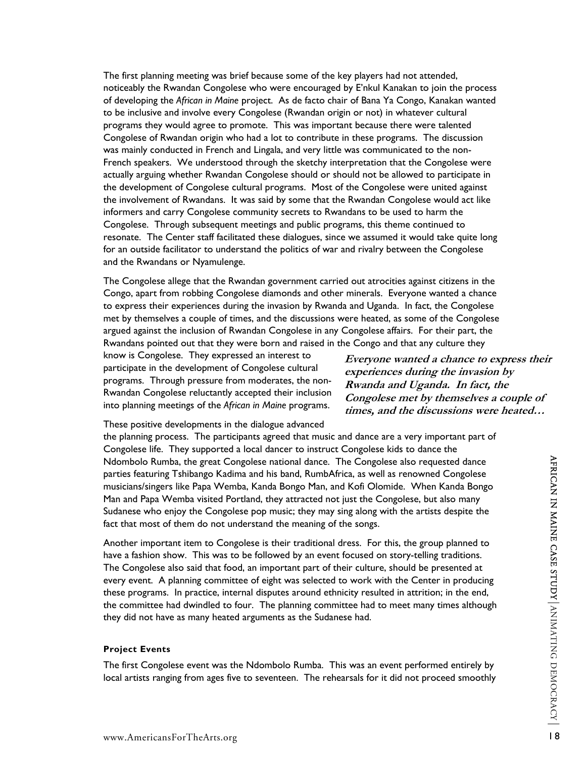The first planning meeting was brief because some of the key players had not attended, noticeably the Rwandan Congolese who were encouraged by E'nkul Kanakan to join the process of developing the *African in Maine* project. As de facto chair of Bana Ya Congo, Kanakan wanted to be inclusive and involve every Congolese (Rwandan origin or not) in whatever cultural programs they would agree to promote. This was important because there were talented Congolese of Rwandan origin who had a lot to contribute in these programs. The discussion was mainly conducted in French and Lingala, and very little was communicated to the non-French speakers. We understood through the sketchy interpretation that the Congolese were actually arguing whether Rwandan Congolese should or should not be allowed to participate in the development of Congolese cultural programs. Most of the Congolese were united against the involvement of Rwandans. It was said by some that the Rwandan Congolese would act like informers and carry Congolese community secrets to Rwandans to be used to harm the Congolese. Through subsequent meetings and public programs, this theme continued to resonate. The Center staff facilitated these dialogues, since we assumed it would take quite long for an outside facilitator to understand the politics of war and rivalry between the Congolese and the Rwandans or Nyamulenge.

The Congolese allege that the Rwandan government carried out atrocities against citizens in the Congo, apart from robbing Congolese diamonds and other minerals. Everyone wanted a chance to express their experiences during the invasion by Rwanda and Uganda. In fact, the Congolese met by themselves a couple of times, and the discussions were heated, as some of the Congolese argued against the inclusion of Rwandan Congolese in any Congolese affairs. For their part, the Rwandans pointed out that they were born and raised in the Congo and that any culture they know is Congolese. They expressed an interest to participate in the development of Congolese cultural programs. Through pressure from moderates, the non-Rwandan Congolese reluctantly accepted their inclusion into planning meetings of the *African in Maine* programs.

***Everyone wanted a chance to express their experiences during the invasion by Rwanda and Uganda. In fact, the Congolese met by themselves a couple of times, and the discussions were heated…***

These positive developments in the dialogue advanced the planning process. The participants agreed that music and dance are a very important part of Congolese life. They supported a local dancer to instruct Congolese kids to dance the Ndombolo Rumba, the great Congolese national dance. The Congolese also requested dance parties featuring Tshibango Kadima and his band, RumbAfrica, as well as renowned Congolese musicians/singers like Papa Wemba, Kanda Bongo Man, and Kofi Olomide. When Kanda Bongo Man and Papa Wemba visited Portland, they attracted not just the Congolese, but also many Sudanese who enjoy the Congolese pop music; they may sing along with the artists despite the fact that most of them do not understand the meaning of the songs.

Another important item to Congolese is their traditional dress. For this, the group planned to have a fashion show. This was to be followed by an event focused on story-telling traditions. The Congolese also said that food, an important part of their culture, should be presented at every event. A planning committee of eight was selected to work with the Center in producing these programs. In practice, internal disputes around ethnicity resulted in attrition; in the end, the committee had dwindled to four. The planning committee had to meet many times although they did not have as many heated arguments as the Sudanese had.

**Project Events**

The first Congolese event was the Ndombolo Rumba. This was an event performed entirely by local artists ranging from ages five to seventeen. The rehearsals for it did not proceed smoothly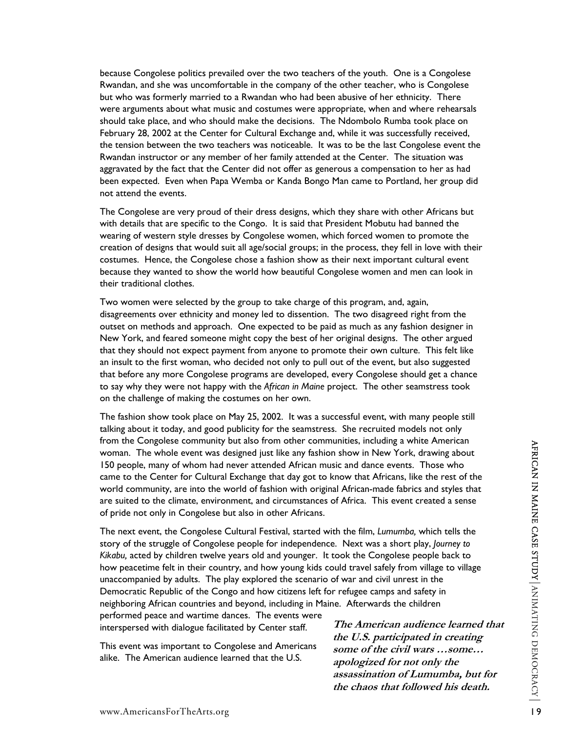because Congolese politics prevailed over the two teachers of the youth. One is a Congolese Rwandan, and she was uncomfortable in the company of the other teacher, who is Congolese but who was formerly married to a Rwandan who had been abusive of her ethnicity. There were arguments about what music and costumes were appropriate, when and where rehearsals should take place, and who should make the decisions. The Ndombolo Rumba took place on February 28, 2002 at the Center for Cultural Exchange and, while it was successfully received, the tension between the two teachers was noticeable. It was to be the last Congolese event the Rwandan instructor or any member of her family attended at the Center. The situation was aggravated by the fact that the Center did not offer as generous a compensation to her as had been expected. Even when Papa Wemba or Kanda Bongo Man came to Portland, her group did not attend the events.

The Congolese are very proud of their dress designs, which they share with other Africans but with details that are specific to the Congo. It is said that President Mobutu had banned the wearing of western style dresses by Congolese women, which forced women to promote the creation of designs that would suit all age/social groups; in the process, they fell in love with their costumes. Hence, the Congolese chose a fashion show as their next important cultural event because they wanted to show the world how beautiful Congolese women and men can look in their traditional clothes.

Two women were selected by the group to take charge of this program, and, again, disagreements over ethnicity and money led to dissention. The two disagreed right from the outset on methods and approach. One expected to be paid as much as any fashion designer in New York, and feared someone might copy the best of her original designs. The other argued that they should not expect payment from anyone to promote their own culture. This felt like an insult to the first woman, who decided not only to pull out of the event, but also suggested that before any more Congolese programs are developed, every Congolese should get a chance to say why they were not happy with the *African in Maine* project. The other seamstress took on the challenge of making the costumes on her own.

The fashion show took place on May 25, 2002. It was a successful event, with many people still talking about it today, and good publicity for the seamstress. She recruited models not only from the Congolese community but also from other communities, including a white American woman. The whole event was designed just like any fashion show in New York, drawing about 150 people, many of whom had never attended African music and dance events. Those who came to the Center for Cultural Exchange that day got to know that Africans, like the rest of the world community, are into the world of fashion with original African-made fabrics and styles that are suited to the climate, environment, and circumstances of Africa. This event created a sense of pride not only in Congolese but also in other Africans.

The next event, the Congolese Cultural Festival, started with the film, *Lumumba,* which tells the story of the struggle of Congolese people for independence. Next was a short play, *Journey to Kikabu,* acted by children twelve years old and younger. It took the Congolese people back to how peacetime felt in their country, and how young kids could travel safely from village to village unaccompanied by adults. The play explored the scenario of war and civil unrest in the Democratic Republic of the Congo and how citizens left for refugee camps and safety in neighboring African countries and beyond, including in Maine. Afterwards the children performed peace and wartime dances. The events were interspersed with dialogue facilitated by Center staff.

This event was important to Congolese and Americans alike. The American audience learned that the U.S.

***The American audience learned that the U.S. participated in creating some of the civil wars …some… apologized for not only the assassination of Lumumba, but for the chaos that followed his death.***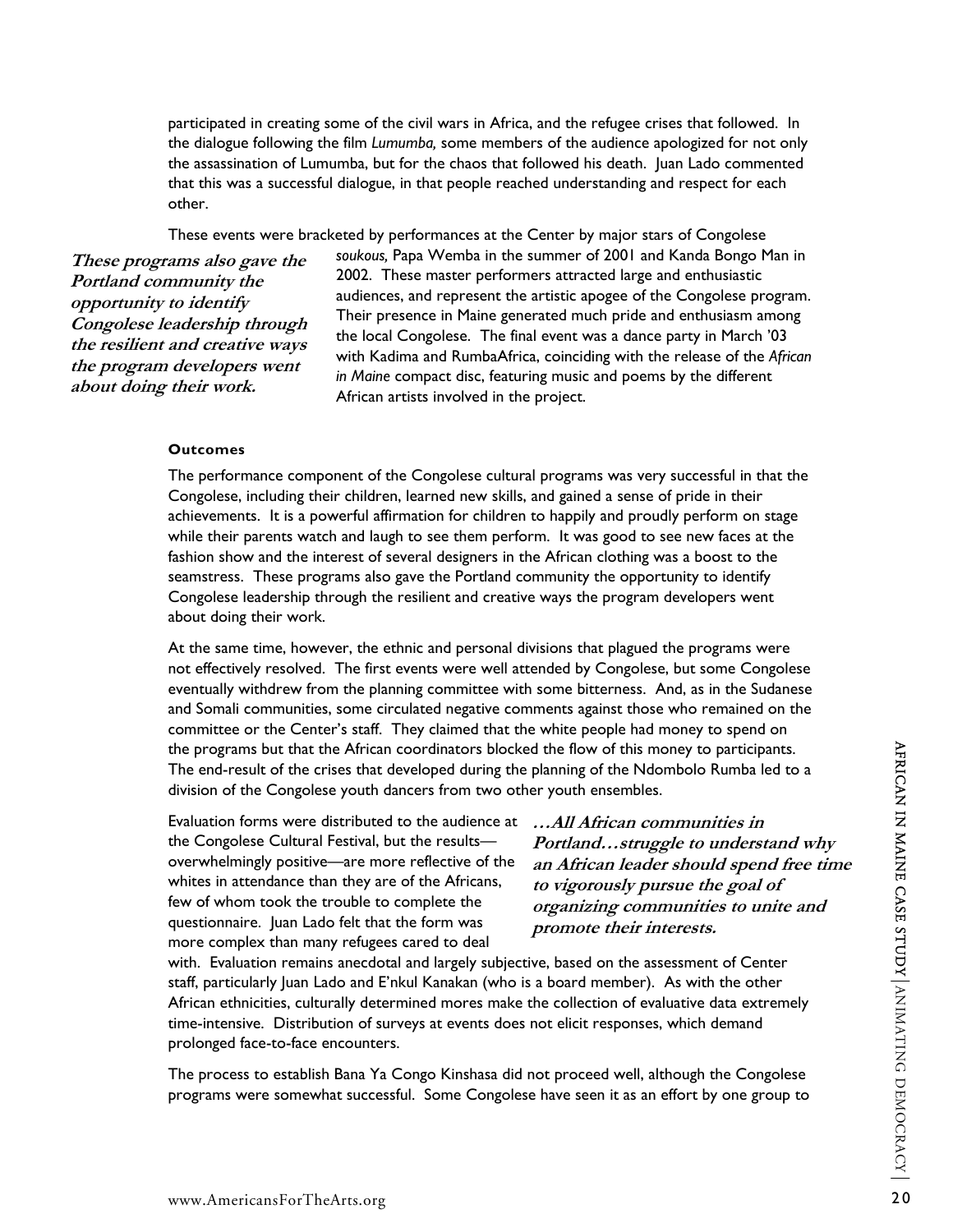participated in creating some of the civil wars in Africa, and the refugee crises that followed. In the dialogue following the film *Lumumba,* some members of the audience apologized for not only the assassination of Lumumba, but for the chaos that followed his death. Juan Lado commented that this was a successful dialogue, in that people reached understanding and respect for each other.

These events were bracketed by performances at the Center by major stars of Congolese *soukous,* Papa Wemba in the summer of 2001 and Kanda Bongo Man in 2002. These master performers attracted large and enthusiastic audiences, and represent the artistic apogee of the Congolese program. Their presence in Maine generated much pride and enthusiasm among the local Congolese. The final event was a dance party in March '03 with Kadima and RumbaAfrica, coinciding with the release of the *African in Maine* compact disc, featuring music and poems by the different African artists involved in the project.

***These programs also gave the Portland community the opportunity to identify Congolese leadership through the resilient and creative ways the program developers went about doing their work.***

#### Outcomes

The performance component of the Congolese cultural programs was very successful in that the Congolese, including their children, learned new skills, and gained a sense of pride in their achievements. It is a powerful affirmation for children to happily and proudly perform on stage while their parents watch and laugh to see them perform. It was good to see new faces at the fashion show and the interest of several designers in the African clothing was a boost to the seamstress. These programs also gave the Portland community the opportunity to identify Congolese leadership through the resilient and creative ways the program developers went about doing their work.

At the same time, however, the ethnic and personal divisions that plagued the programs were not effectively resolved. The first events were well attended by Congolese, but some Congolese eventually withdrew from the planning committee with some bitterness. And, as in the Sudanese and Somali communities, some circulated negative comments against those who remained on the committee or the Center's staff. They claimed that the white people had money to spend on the programs but that the African coordinators blocked the flow of this money to participants. The end-result of the crises that developed during the planning of the Ndombolo Rumba led to a division of the Congolese youth dancers from two other youth ensembles.

Evaluation forms were distributed to the audience at the Congolese Cultural Festival, but the results—overwhelmingly positive—are more reflective of the whites in attendance than they are of the Africans, few of whom took the trouble to complete the questionnaire. Juan Lado felt that the form was more complex than many refugees cared to deal with. Evaluation remains anecdotal and largely subjective, based on the assessment of Center staff, particularly Juan Lado and E'nkul Kanakan (who is a board member). As with the other African ethnicities, culturally determined mores make the collection of evaluative data extremely time-intensive. Distribution of surveys at events does not elicit responses, which demand prolonged face-to-face encounters.

***…All African communities in Portland…struggle to understand why an African leader should spend free time to vigorously pursue the goal of organizing communities to unite and promote their interests.***

The process to establish Bana Ya Congo Kinshasa did not proceed well, although the Congolese programs were somewhat successful. Some Congolese have seen it as an effort by one group to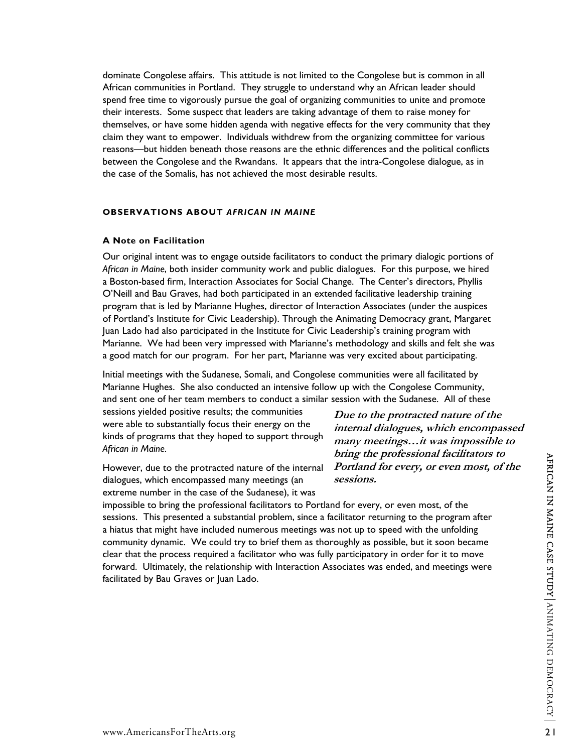dominate Congolese affairs. This attitude is not limited to the Congolese but is common in all African communities in Portland. They struggle to understand why an African leader should spend free time to vigorously pursue the goal of organizing communities to unite and promote their interests. Some suspect that leaders are taking advantage of them to raise money for themselves, or have some hidden agenda with negative effects for the very community that they claim they want to empower. Individuals withdrew from the organizing committee for various reasons—but hidden beneath those reasons are the ethnic differences and the political conflicts between the Congolese and the Rwandans. It appears that the intra-Congolese dialogue, as in the case of the Somalis, has not achieved the most desirable results.

## OBSERVATIONS ABOUT *AFRICAN IN MAINE*

### A Note on Facilitation

Our original intent was to engage outside facilitators to conduct the primary dialogic portions of *African in Maine*, both insider community work and public dialogues. For this purpose, we hired a Boston-based firm, Interaction Associates for Social Change. The Center's directors, Phyllis O'Neill and Bau Graves, had both participated in an extended facilitative leadership training program that is led by Marianne Hughes, director of Interaction Associates (under the auspices of Portland's Institute for Civic Leadership). Through the Animating Democracy grant, Margaret Juan Lado had also participated in the Institute for Civic Leadership's training program with Marianne. We had been very impressed with Marianne's methodology and skills and felt she was a good match for our program. For her part, Marianne was very excited about participating.

Initial meetings with the Sudanese, Somali, and Congolese communities were all facilitated by Marianne Hughes. She also conducted an intensive follow up with the Congolese Community, and sent one of her team members to conduct a similar session with the Sudanese. All of these sessions yielded positive results; the communities were able to substantially focus their energy on the kinds of programs that they hoped to support through *African in Maine*.

> ***Due to the protracted nature of the internal dialogues, which encompassed many meetings…it was impossible to bring the professional facilitators to Portland for every, or even most, of the sessions.***

However, due to the protracted nature of the internal dialogues, which encompassed many meetings (an extreme number in the case of the Sudanese), it was impossible to bring the professional facilitators to Portland for every, or even most, of the sessions. This presented a substantial problem, since a facilitator returning to the program after a hiatus that might have included numerous meetings was not up to speed with the unfolding community dynamic. We could try to brief them as thoroughly as possible, but it soon became clear that the process required a facilitator who was fully participatory in order for it to move forward. Ultimately, the relationship with Interaction Associates was ended, and meetings were facilitated by Bau Graves or Juan Lado.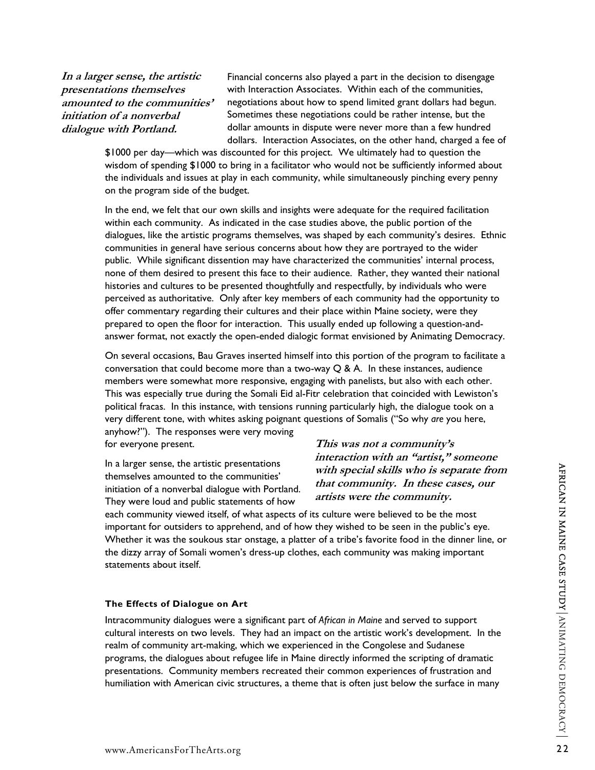*In a larger sense, the artistic presentations themselves amounted to the communities' initiation of a nonverbal dialogue with Portland.*

Financial concerns also played a part in the decision to disengage with Interaction Associates. Within each of the communities, negotiations about how to spend limited grant dollars had begun. Sometimes these negotiations could be rather intense, but the dollar amounts in dispute were never more than a few hundred dollars. Interaction Associates, on the other hand, charged a fee of $1000 per day—which was discounted for this project. We ultimately had to question the wisdom of spending $1000 to bring in a facilitator who would not be sufficiently informed about the individuals and issues at play in each community, while simultaneously pinching every penny on the program side of the budget.

In the end, we felt that our own skills and insights were adequate for the required facilitation within each community. As indicated in the case studies above, the public portion of the dialogues, like the artistic programs themselves, was shaped by each community's desires. Ethnic communities in general have serious concerns about how they are portrayed to the wider public. While significant dissention may have characterized the communities' internal process, none of them desired to present this face to their audience. Rather, they wanted their national histories and cultures to be presented thoughtfully and respectfully, by individuals who were perceived as authoritative. Only after key members of each community had the opportunity to offer commentary regarding their cultures and their place within Maine society, were they prepared to open the floor for interaction. This usually ended up following a question-and-answer format, not exactly the open-ended dialogic format envisioned by Animating Democracy.

On several occasions, Bau Graves inserted himself into this portion of the program to facilitate a conversation that could become more than a two-way Q & A. In these instances, audience members were somewhat more responsive, engaging with panelists, but also with each other. This was especially true during the Somali Eid al-Fitr celebration that coincided with Lewiston's political fracas. In this instance, with tensions running particularly high, the dialogue took on a very different tone, with whites asking poignant questions of Somalis ("So why *are* you here, anyhow?"). The responses were very moving for everyone present.

*This was not a community's interaction with an "artist," someone with special skills who is separate from that community. In these cases, our artists were the community.*

In a larger sense, the artistic presentations themselves amounted to the communities' initiation of a nonverbal dialogue with Portland. They were loud and public statements of how each community viewed itself, of what aspects of its culture were believed to be the most important for outsiders to apprehend, and of how they wished to be seen in the public's eye. Whether it was the soukous star onstage, a platter of a tribe's favorite food in the dinner line, or the dizzy array of Somali women's dress-up clothes, each community was making important statements about itself.

### The Effects of Dialogue on Art

Intracommunity dialogues were a significant part of *African in Maine* and served to support cultural interests on two levels. They had an impact on the artistic work's development. In the realm of community art-making, which we experienced in the Congolese and Sudanese programs, the dialogues about refugee life in Maine directly informed the scripting of dramatic presentations. Community members recreated their common experiences of frustration and humiliation with American civic structures, a theme that is often just below the surface in many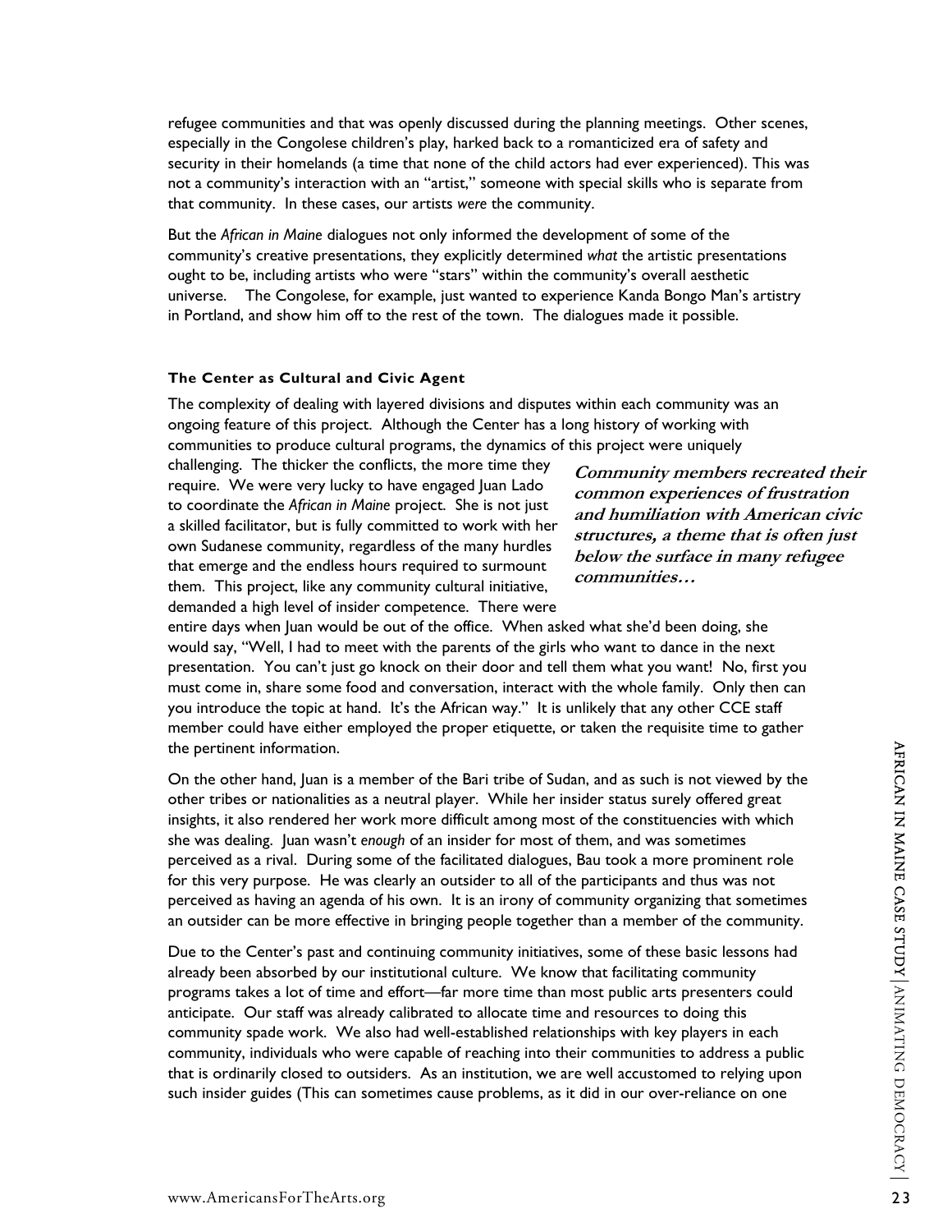refugee communities and that was openly discussed during the planning meetings. Other scenes, especially in the Congolese children's play, harked back to a romanticized era of safety and security in their homelands (a time that none of the child actors had ever experienced). This was not a community's interaction with an "artist," someone with special skills who is separate from that community. In these cases, our artists *were* the community.

But the *African in Maine* dialogues not only informed the development of some of the community's creative presentations, they explicitly determined *what* the artistic presentations ought to be, including artists who were "stars" within the community's overall aesthetic universe. The Congolese, for example, just wanted to experience Kanda Bongo Man's artistry in Portland, and show him off to the rest of the town. The dialogues made it possible.

**The Center as Cultural and Civic Agent**

The complexity of dealing with layered divisions and disputes within each community was an ongoing feature of this project. Although the Center has a long history of working with communities to produce cultural programs, the dynamics of this project were uniquely challenging. The thicker the conflicts, the more time they require. We were very lucky to have engaged Juan Lado to coordinate the *African in Maine* project. She is not just a skilled facilitator, but is fully committed to work with her own Sudanese community, regardless of the many hurdles that emerge and the endless hours required to surmount them. This project, like any community cultural initiative, demanded a high level of insider competence. There were entire days when Juan would be out of the office. When asked what she'd been doing, she would say, "Well, I had to meet with the parents of the girls who want to dance in the next presentation. You can't just go knock on their door and tell them what you want! No, first you must come in, share some food and conversation, interact with the whole family. Only then can you introduce the topic at hand. It's the African way." It is unlikely that any other CCE staff member could have either employed the proper etiquette, or taken the requisite time to gather the pertinent information.

***Community members recreated their common experiences of frustration and humiliation with American civic structures, a theme that is often just below the surface in many refugee communities…***

On the other hand, Juan is a member of the Bari tribe of Sudan, and as such is not viewed by the other tribes or nationalities as a neutral player. While her insider status surely offered great insights, it also rendered her work more difficult among most of the constituencies with which she was dealing. Juan wasn't *enough* of an insider for most of them, and was sometimes perceived as a rival. During some of the facilitated dialogues, Bau took a more prominent role for this very purpose. He was clearly an outsider to all of the participants and thus was not perceived as having an agenda of his own. It is an irony of community organizing that sometimes an outsider can be more effective in bringing people together than a member of the community.

Due to the Center's past and continuing community initiatives, some of these basic lessons had already been absorbed by our institutional culture. We know that facilitating community programs takes a lot of time and effort—far more time than most public arts presenters could anticipate. Our staff was already calibrated to allocate time and resources to doing this community spade work. We also had well-established relationships with key players in each community, individuals who were capable of reaching into their communities to address a public that is ordinarily closed to outsiders. As an institution, we are well accustomed to relying upon such insider guides (This can sometimes cause problems, as it did in our over-reliance on one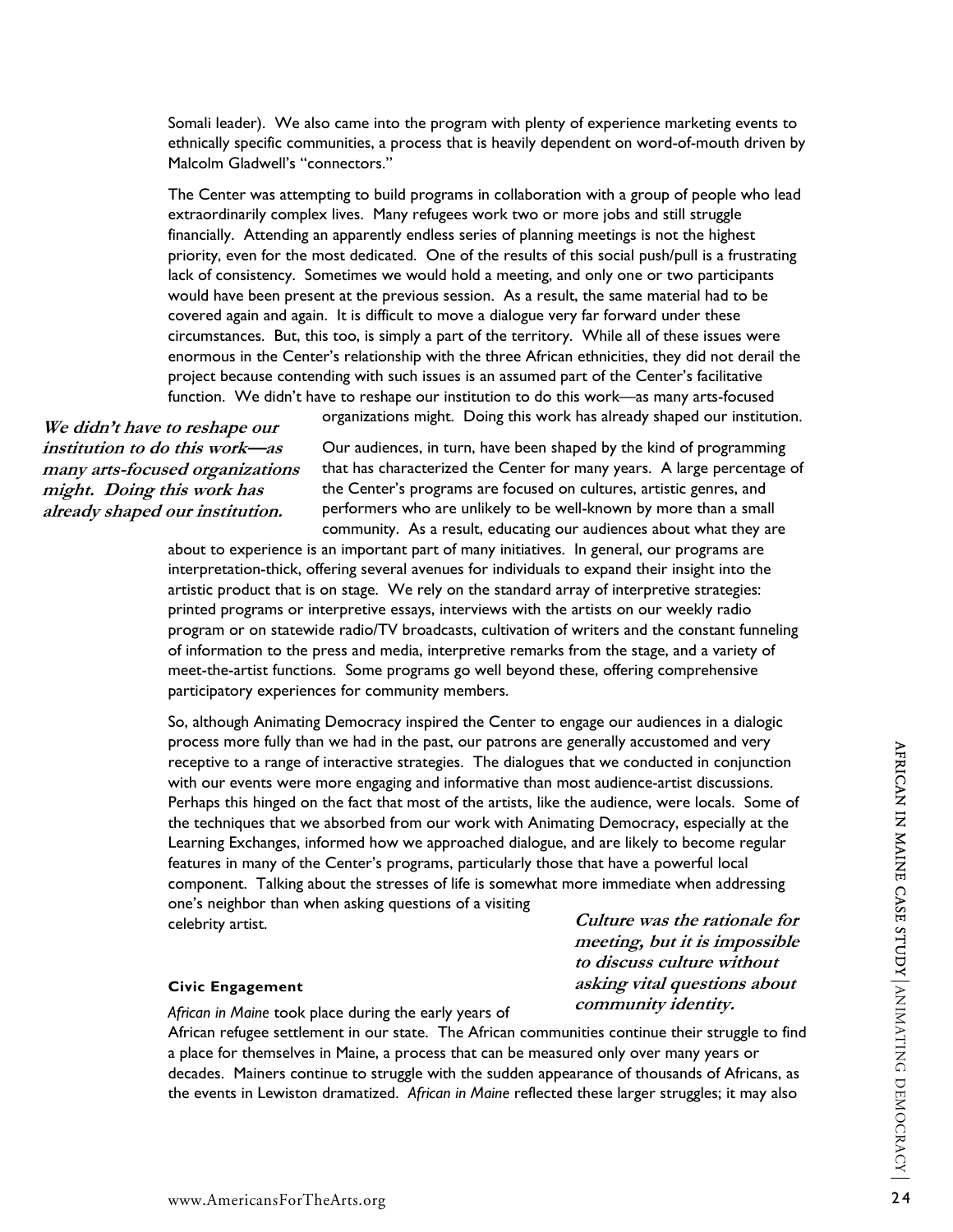Somali leader). We also came into the program with plenty of experience marketing events to ethnically specific communities, a process that is heavily dependent on word-of-mouth driven by Malcolm Gladwell's "connectors."

The Center was attempting to build programs in collaboration with a group of people who lead extraordinarily complex lives. Many refugees work two or more jobs and still struggle financially. Attending an apparently endless series of planning meetings is not the highest priority, even for the most dedicated. One of the results of this social push/pull is a frustrating lack of consistency. Sometimes we would hold a meeting, and only one or two participants would have been present at the previous session. As a result, the same material had to be covered again and again. It is difficult to move a dialogue very far forward under these circumstances. But, this too, is simply a part of the territory. While all of these issues were enormous in the Center's relationship with the three African ethnicities, they did not derail the project because contending with such issues is an assumed part of the Center's facilitative function. We didn't have to reshape our institution to do this work—as many arts-focused organizations might. Doing this work has already shaped our institution.

***We didn't have to reshape our institution to do this work—as many arts-focused organizations might. Doing this work has already shaped our institution.***

Our audiences, in turn, have been shaped by the kind of programming that has characterized the Center for many years. A large percentage of the Center's programs are focused on cultures, artistic genres, and performers who are unlikely to be well-known by more than a small community. As a result, educating our audiences about what they are about to experience is an important part of many initiatives. In general, our programs are interpretation-thick, offering several avenues for individuals to expand their insight into the artistic product that is on stage. We rely on the standard array of interpretive strategies: printed programs or interpretive essays, interviews with the artists on our weekly radio program or on statewide radio/TV broadcasts, cultivation of writers and the constant funneling of information to the press and media, interpretive remarks from the stage, and a variety of meet-the-artist functions. Some programs go well beyond these, offering comprehensive participatory experiences for community members.

So, although Animating Democracy inspired the Center to engage our audiences in a dialogic process more fully than we had in the past, our patrons are generally accustomed and very receptive to a range of interactive strategies. The dialogues that we conducted in conjunction with our events were more engaging and informative than most audience-artist discussions. Perhaps this hinged on the fact that most of the artists, like the audience, were locals. Some of the techniques that we absorbed from our work with Animating Democracy, especially at the Learning Exchanges, informed how we approached dialogue, and are likely to become regular features in many of the Center's programs, particularly those that have a powerful local component. Talking about the stresses of life is somewhat more immediate when addressing one's neighbor than when asking questions of a visiting celebrity artist.

***Culture was the rationale for meeting, but it is impossible to discuss culture without asking vital questions about community identity.***

**Civic Engagement**

*African in Maine* took place during the early years of African refugee settlement in our state. The African communities continue their struggle to find a place for themselves in Maine, a process that can be measured only over many years or decades. Mainers continue to struggle with the sudden appearance of thousands of Africans, as the events in Lewiston dramatized. *African in Maine* reflected these larger struggles; it may also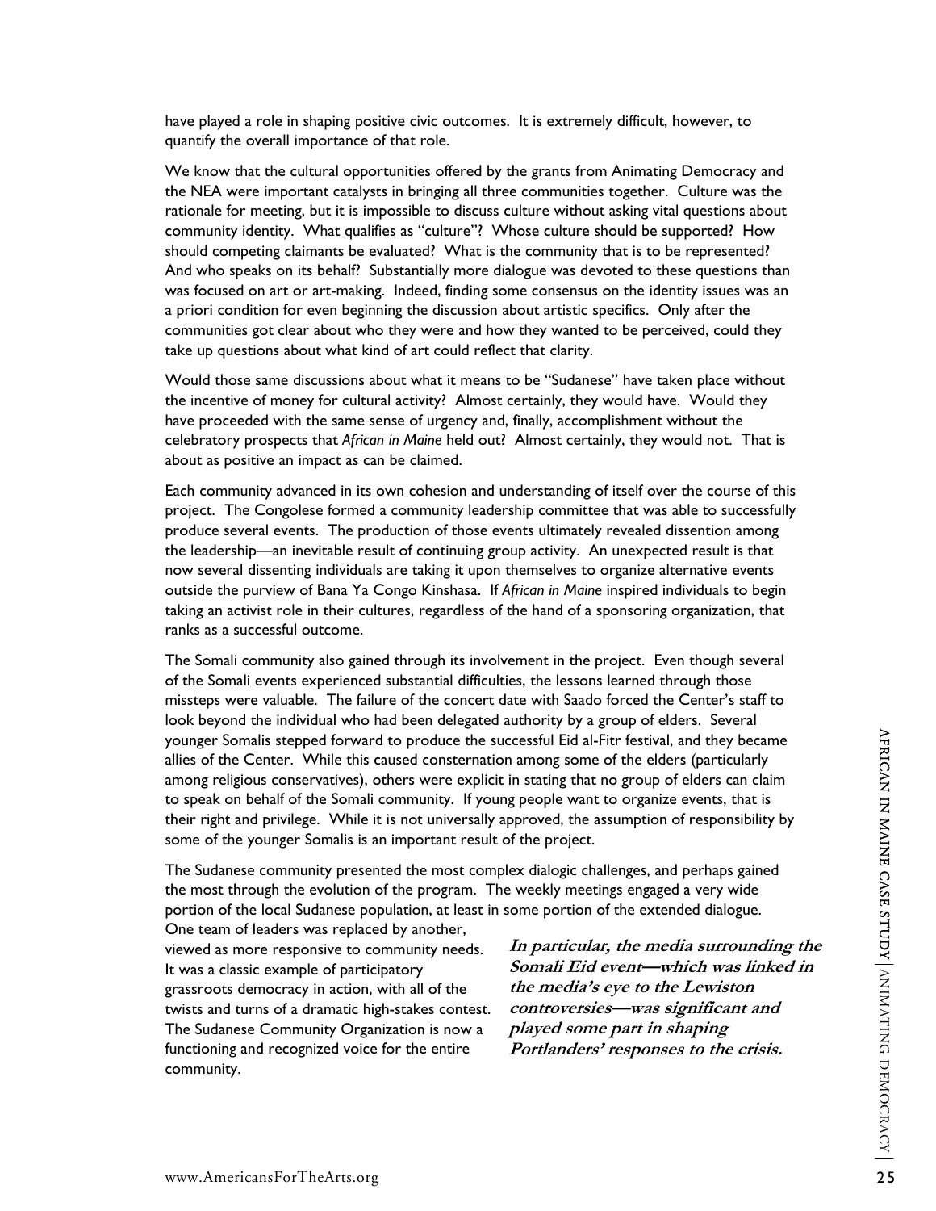have played a role in shaping positive civic outcomes. It is extremely difficult, however, to quantify the overall importance of that role.

We know that the cultural opportunities offered by the grants from Animating Democracy and the NEA were important catalysts in bringing all three communities together. Culture was the rationale for meeting, but it is impossible to discuss culture without asking vital questions about community identity. What qualifies as "culture"? Whose culture should be supported? How should competing claimants be evaluated? What is the community that is to be represented? And who speaks on its behalf? Substantially more dialogue was devoted to these questions than was focused on art or art-making. Indeed, finding some consensus on the identity issues was an a priori condition for even beginning the discussion about artistic specifics. Only after the communities got clear about who they were and how they wanted to be perceived, could they take up questions about what kind of art could reflect that clarity.

Would those same discussions about what it means to be "Sudanese" have taken place without the incentive of money for cultural activity? Almost certainly, they would have. Would they have proceeded with the same sense of urgency and, finally, accomplishment without the celebratory prospects that *African in Maine* held out? Almost certainly, they would not. That is about as positive an impact as can be claimed.

Each community advanced in its own cohesion and understanding of itself over the course of this project. The Congolese formed a community leadership committee that was able to successfully produce several events. The production of those events ultimately revealed dissention among the leadership—an inevitable result of continuing group activity. An unexpected result is that now several dissenting individuals are taking it upon themselves to organize alternative events outside the purview of Bana Ya Congo Kinshasa. If *African in Maine* inspired individuals to begin taking an activist role in their cultures, regardless of the hand of a sponsoring organization, that ranks as a successful outcome.

The Somali community also gained through its involvement in the project. Even though several of the Somali events experienced substantial difficulties, the lessons learned through those missteps were valuable. The failure of the concert date with Saado forced the Center's staff to look beyond the individual who had been delegated authority by a group of elders. Several younger Somalis stepped forward to produce the successful Eid al-Fitr festival, and they became allies of the Center. While this caused consternation among some of the elders (particularly among religious conservatives), others were explicit in stating that no group of elders can claim to speak on behalf of the Somali community. If young people want to organize events, that is their right and privilege. While it is not universally approved, the assumption of responsibility by some of the younger Somalis is an important result of the project.

The Sudanese community presented the most complex dialogic challenges, and perhaps gained the most through the evolution of the program. The weekly meetings engaged a very wide portion of the local Sudanese population, at least in some portion of the extended dialogue. One team of leaders was replaced by another, viewed as more responsive to community needs. It was a classic example of participatory grassroots democracy in action, with all of the twists and turns of a dramatic high-stakes contest. The Sudanese Community Organization is now a functioning and recognized voice for the entire community.

***In particular, the media surrounding the Somali Eid event—which was linked in the media's eye to the Lewiston controversies—was significant and played some part in shaping Portlanders' responses to the crisis.***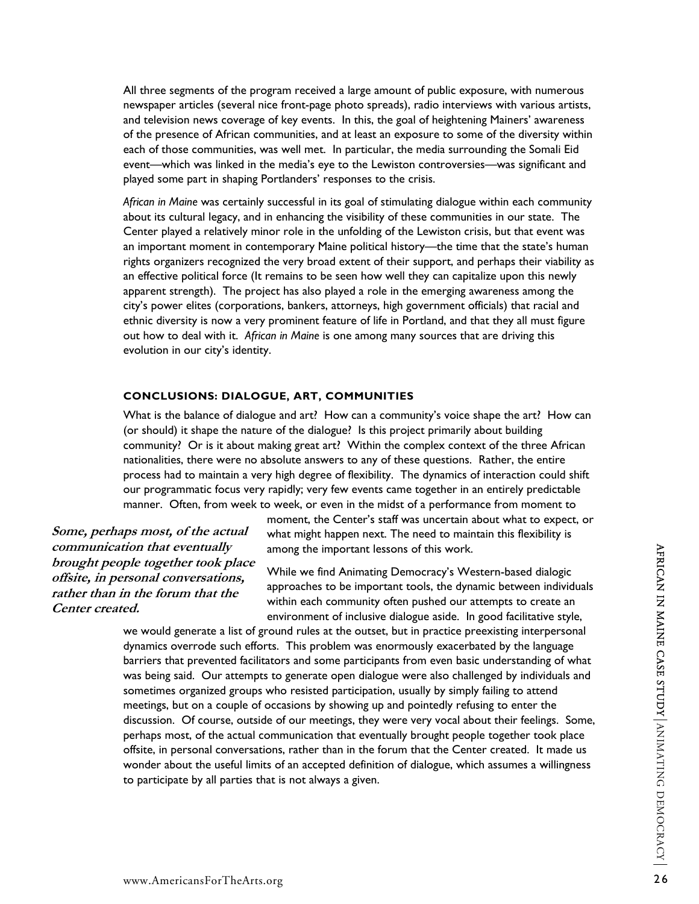All three segments of the program received a large amount of public exposure, with numerous newspaper articles (several nice front-page photo spreads), radio interviews with various artists, and television news coverage of key events. In this, the goal of heightening Mainers' awareness of the presence of African communities, and at least an exposure to some of the diversity within each of those communities, was well met. In particular, the media surrounding the Somali Eid event—which was linked in the media's eye to the Lewiston controversies—was significant and played some part in shaping Portlanders' responses to the crisis.

*African in Maine* was certainly successful in its goal of stimulating dialogue within each community about its cultural legacy, and in enhancing the visibility of these communities in our state. The Center played a relatively minor role in the unfolding of the Lewiston crisis, but that event was an important moment in contemporary Maine political history—the time that the state's human rights organizers recognized the very broad extent of their support, and perhaps their viability as an effective political force (It remains to be seen how well they can capitalize upon this newly apparent strength). The project has also played a role in the emerging awareness among the city's power elites (corporations, bankers, attorneys, high government officials) that racial and ethnic diversity is now a very prominent feature of life in Portland, and that they all must figure out how to deal with it. *African in Maine* is one among many sources that are driving this evolution in our city's identity.

## CONCLUSIONS: DIALOGUE, ART, COMMUNITIES

What is the balance of dialogue and art? How can a community's voice shape the art? How can (or should) it shape the nature of the dialogue? Is this project primarily about building community? Or is it about making great art? Within the complex context of the three African nationalities, there were no absolute answers to any of these questions. Rather, the entire process had to maintain a very high degree of flexibility. The dynamics of interaction could shift our programmatic focus very rapidly; very few events came together in an entirely predictable manner. Often, from week to week, or even in the midst of a performance from moment to moment, the Center's staff was uncertain about what to expect, or what might happen next. The need to maintain this flexibility is among the important lessons of this work.

***Some, perhaps most, of the actual communication that eventually brought people together took place offsite, in personal conversations, rather than in the forum that the Center created.***

While we find Animating Democracy's Western-based dialogic approaches to be important tools, the dynamic between individuals within each community often pushed our attempts to create an environment of inclusive dialogue aside. In good facilitative style, we would generate a list of ground rules at the outset, but in practice preexisting interpersonal dynamics overrode such efforts. This problem was enormously exacerbated by the language barriers that prevented facilitators and some participants from even basic understanding of what was being said. Our attempts to generate open dialogue were also challenged by individuals and sometimes organized groups who resisted participation, usually by simply failing to attend meetings, but on a couple of occasions by showing up and pointedly refusing to enter the discussion. Of course, outside of our meetings, they were very vocal about their feelings. Some, perhaps most, of the actual communication that eventually brought people together took place offsite, in personal conversations, rather than in the forum that the Center created. It made us wonder about the useful limits of an accepted definition of dialogue, which assumes a willingness to participate by all parties that is not always a given.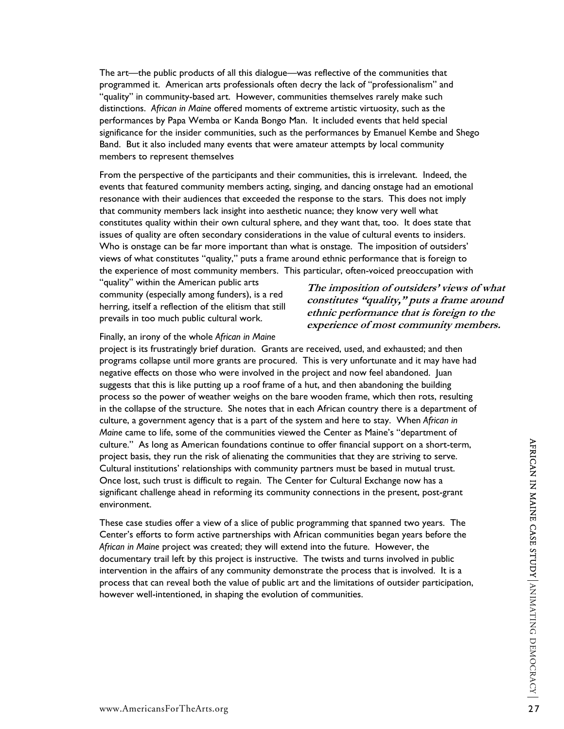The art—the public products of all this dialogue—was reflective of the communities that programmed it. American arts professionals often decry the lack of "professionalism" and "quality" in community-based art. However, communities themselves rarely make such distinctions. *African in Maine* offered moments of extreme artistic virtuosity, such as the performances by Papa Wemba or Kanda Bongo Man. It included events that held special significance for the insider communities, such as the performances by Emanuel Kembe and Shego Band. But it also included many events that were amateur attempts by local community members to represent themselves

From the perspective of the participants and their communities, this is irrelevant. Indeed, the events that featured community members acting, singing, and dancing onstage had an emotional resonance with their audiences that exceeded the response to the stars. This does not imply that community members lack insight into aesthetic nuance; they know very well what constitutes quality within their own cultural sphere, and they want that, too. It does state that issues of quality are often secondary considerations in the value of cultural events to insiders. Who is onstage can be far more important than what is onstage. The imposition of outsiders' views of what constitutes "quality," puts a frame around ethnic performance that is foreign to the experience of most community members. This particular, often-voiced preoccupation with "quality" within the American public arts community (especially among funders), is a red herring, itself a reflection of the elitism that still prevails in too much public cultural work.

***The imposition of outsiders' views of what constitutes "quality," puts a frame around ethnic performance that is foreign to the experience of most community members.***

Finally, an irony of the whole *African in Maine* project is its frustratingly brief duration. Grants are received, used, and exhausted; and then programs collapse until more grants are procured. This is very unfortunate and it may have had negative effects on those who were involved in the project and now feel abandoned. Juan suggests that this is like putting up a roof frame of a hut, and then abandoning the building process so the power of weather weighs on the bare wooden frame, which then rots, resulting in the collapse of the structure. She notes that in each African country there is a department of culture, a government agency that is a part of the system and here to stay. When *African in Maine* came to life, some of the communities viewed the Center as Maine's "department of culture." As long as American foundations continue to offer financial support on a short-term, project basis, they run the risk of alienating the communities that they are striving to serve. Cultural institutions' relationships with community partners must be based in mutual trust. Once lost, such trust is difficult to regain. The Center for Cultural Exchange now has a significant challenge ahead in reforming its community connections in the present, post-grant environment.

These case studies offer a view of a slice of public programming that spanned two years. The Center's efforts to form active partnerships with African communities began years before the *African in Maine* project was created; they will extend into the future. However, the documentary trail left by this project is instructive. The twists and turns involved in public intervention in the affairs of any community demonstrate the process that is involved. It is a process that can reveal both the value of public art and the limitations of outsider participation, however well-intentioned, in shaping the evolution of communities.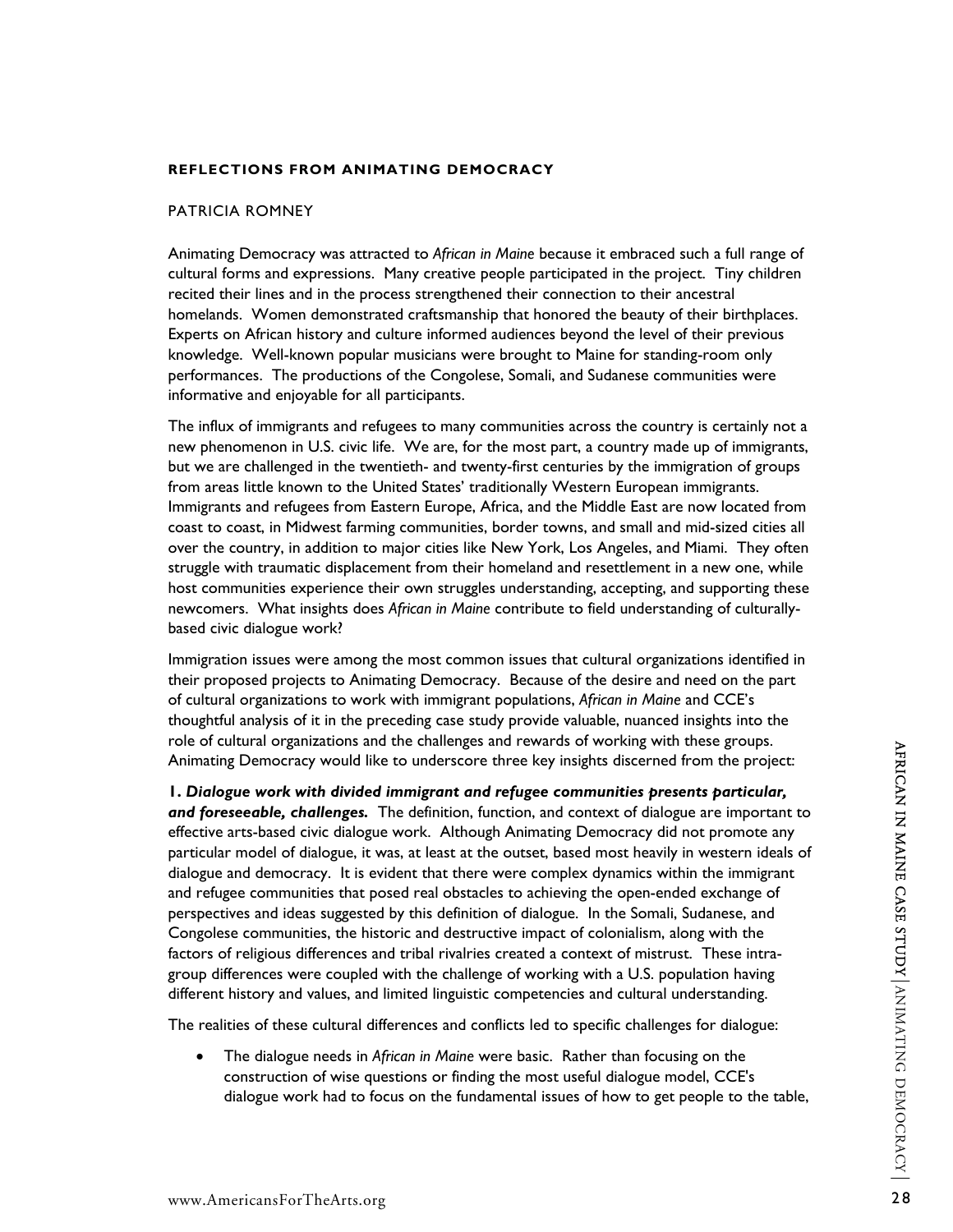## REFLECTIONS FROM ANIMATING DEMOCRACY

PATRICIA ROMNEY

Animating Democracy was attracted to *African in Maine* because it embraced such a full range of cultural forms and expressions. Many creative people participated in the project. Tiny children recited their lines and in the process strengthened their connection to their ancestral homelands. Women demonstrated craftsmanship that honored the beauty of their birthplaces. Experts on African history and culture informed audiences beyond the level of their previous knowledge. Well-known popular musicians were brought to Maine for standing-room only performances. The productions of the Congolese, Somali, and Sudanese communities were informative and enjoyable for all participants.

The influx of immigrants and refugees to many communities across the country is certainly not a new phenomenon in U.S. civic life. We are, for the most part, a country made up of immigrants, but we are challenged in the twentieth- and twenty-first centuries by the immigration of groups from areas little known to the United States' traditionally Western European immigrants. Immigrants and refugees from Eastern Europe, Africa, and the Middle East are now located from coast to coast, in Midwest farming communities, border towns, and small and mid-sized cities all over the country, in addition to major cities like New York, Los Angeles, and Miami. They often struggle with traumatic displacement from their homeland and resettlement in a new one, while host communities experience their own struggles understanding, accepting, and supporting these newcomers. What insights does *African in Maine* contribute to field understanding of culturally-based civic dialogue work?

Immigration issues were among the most common issues that cultural organizations identified in their proposed projects to Animating Democracy. Because of the desire and need on the part of cultural organizations to work with immigrant populations, *African in Maine* and CCE's thoughtful analysis of it in the preceding case study provide valuable, nuanced insights into the role of cultural organizations and the challenges and rewards of working with these groups. Animating Democracy would like to underscore three key insights discerned from the project:

**1. *Dialogue work with divided immigrant and refugee communities presents particular, and foreseeable, challenges.*** The definition, function, and context of dialogue are important to effective arts-based civic dialogue work. Although Animating Democracy did not promote any particular model of dialogue, it was, at least at the outset, based most heavily in western ideals of dialogue and democracy. It is evident that there were complex dynamics within the immigrant and refugee communities that posed real obstacles to achieving the open-ended exchange of perspectives and ideas suggested by this definition of dialogue. In the Somali, Sudanese, and Congolese communities, the historic and destructive impact of colonialism, along with the factors of religious differences and tribal rivalries created a context of mistrust. These intra-group differences were coupled with the challenge of working with a U.S. population having different history and values, and limited linguistic competencies and cultural understanding.

The realities of these cultural differences and conflicts led to specific challenges for dialogue:

- The dialogue needs in *African in Maine* were basic. Rather than focusing on the construction of wise questions or finding the most useful dialogue model, CCE's dialogue work had to focus on the fundamental issues of how to get people to the table,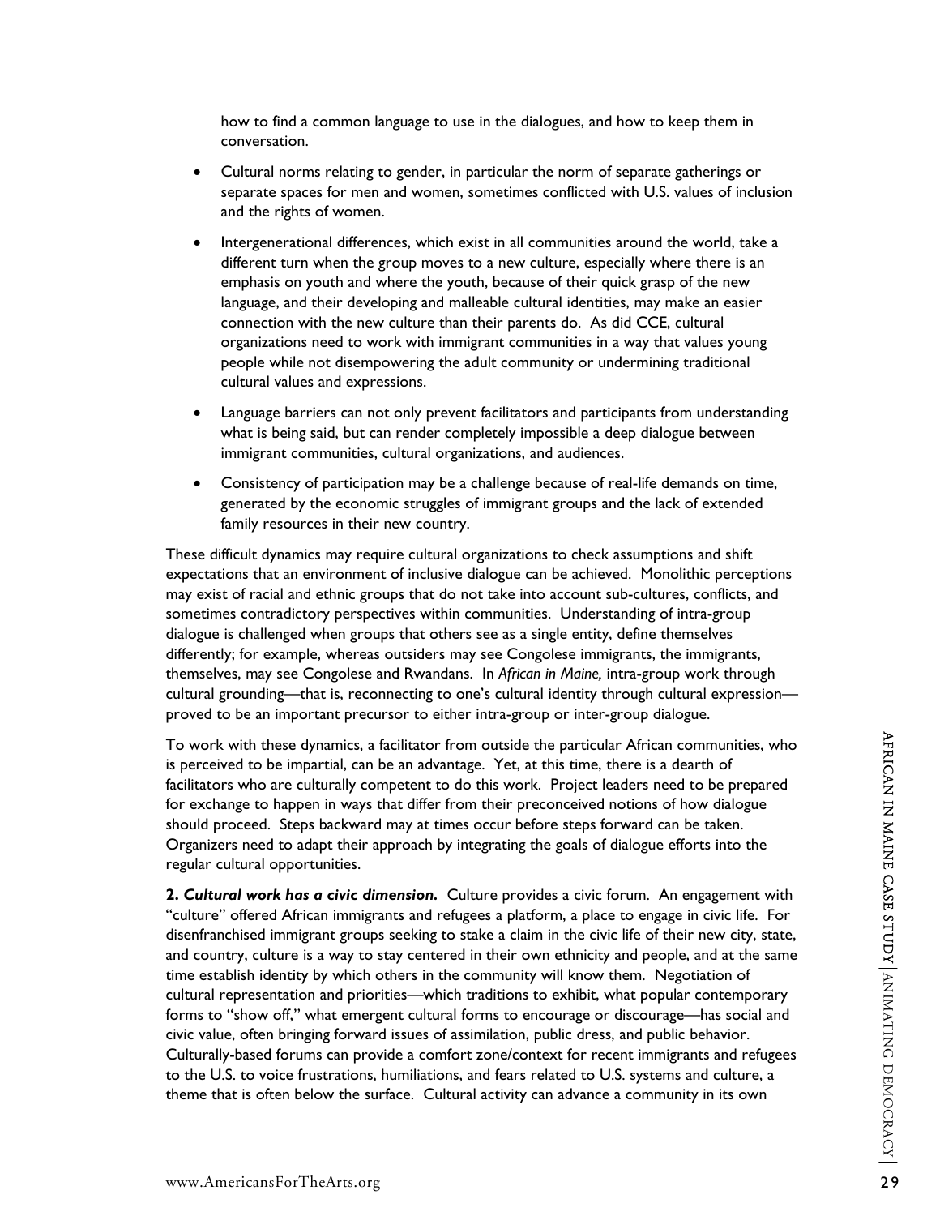how to find a common language to use in the dialogues, and how to keep them in conversation.

- Cultural norms relating to gender, in particular the norm of separate gatherings or separate spaces for men and women, sometimes conflicted with U.S. values of inclusion and the rights of women.
- Intergenerational differences, which exist in all communities around the world, take a different turn when the group moves to a new culture, especially where there is an emphasis on youth and where the youth, because of their quick grasp of the new language, and their developing and malleable cultural identities, may make an easier connection with the new culture than their parents do. As did CCE, cultural organizations need to work with immigrant communities in a way that values young people while not disempowering the adult community or undermining traditional cultural values and expressions.
- Language barriers can not only prevent facilitators and participants from understanding what is being said, but can render completely impossible a deep dialogue between immigrant communities, cultural organizations, and audiences.
- Consistency of participation may be a challenge because of real-life demands on time, generated by the economic struggles of immigrant groups and the lack of extended family resources in their new country.

These difficult dynamics may require cultural organizations to check assumptions and shift expectations that an environment of inclusive dialogue can be achieved. Monolithic perceptions may exist of racial and ethnic groups that do not take into account sub-cultures, conflicts, and sometimes contradictory perspectives within communities. Understanding of intra-group dialogue is challenged when groups that others see as a single entity, define themselves differently; for example, whereas outsiders may see Congolese immigrants, the immigrants, themselves, may see Congolese and Rwandans. In *African in Maine,* intra-group work through cultural grounding—that is, reconnecting to one's cultural identity through cultural expression—proved to be an important precursor to either intra-group or inter-group dialogue.

To work with these dynamics, a facilitator from outside the particular African communities, who is perceived to be impartial, can be an advantage. Yet, at this time, there is a dearth of facilitators who are culturally competent to do this work. Project leaders need to be prepared for exchange to happen in ways that differ from their preconceived notions of how dialogue should proceed. Steps backward may at times occur before steps forward can be taken. Organizers need to adapt their approach by integrating the goals of dialogue efforts into the regular cultural opportunities.

**2. *Cultural work has a civic dimension.*** Culture provides a civic forum. An engagement with "culture" offered African immigrants and refugees a platform, a place to engage in civic life. For disenfranchised immigrant groups seeking to stake a claim in the civic life of their new city, state, and country, culture is a way to stay centered in their own ethnicity and people, and at the same time establish identity by which others in the community will know them. Negotiation of cultural representation and priorities—which traditions to exhibit, what popular contemporary forms to "show off," what emergent cultural forms to encourage or discourage—has social and civic value, often bringing forward issues of assimilation, public dress, and public behavior. Culturally-based forums can provide a comfort zone/context for recent immigrants and refugees to the U.S. to voice frustrations, humiliations, and fears related to U.S. systems and culture, a theme that is often below the surface. Cultural activity can advance a community in its own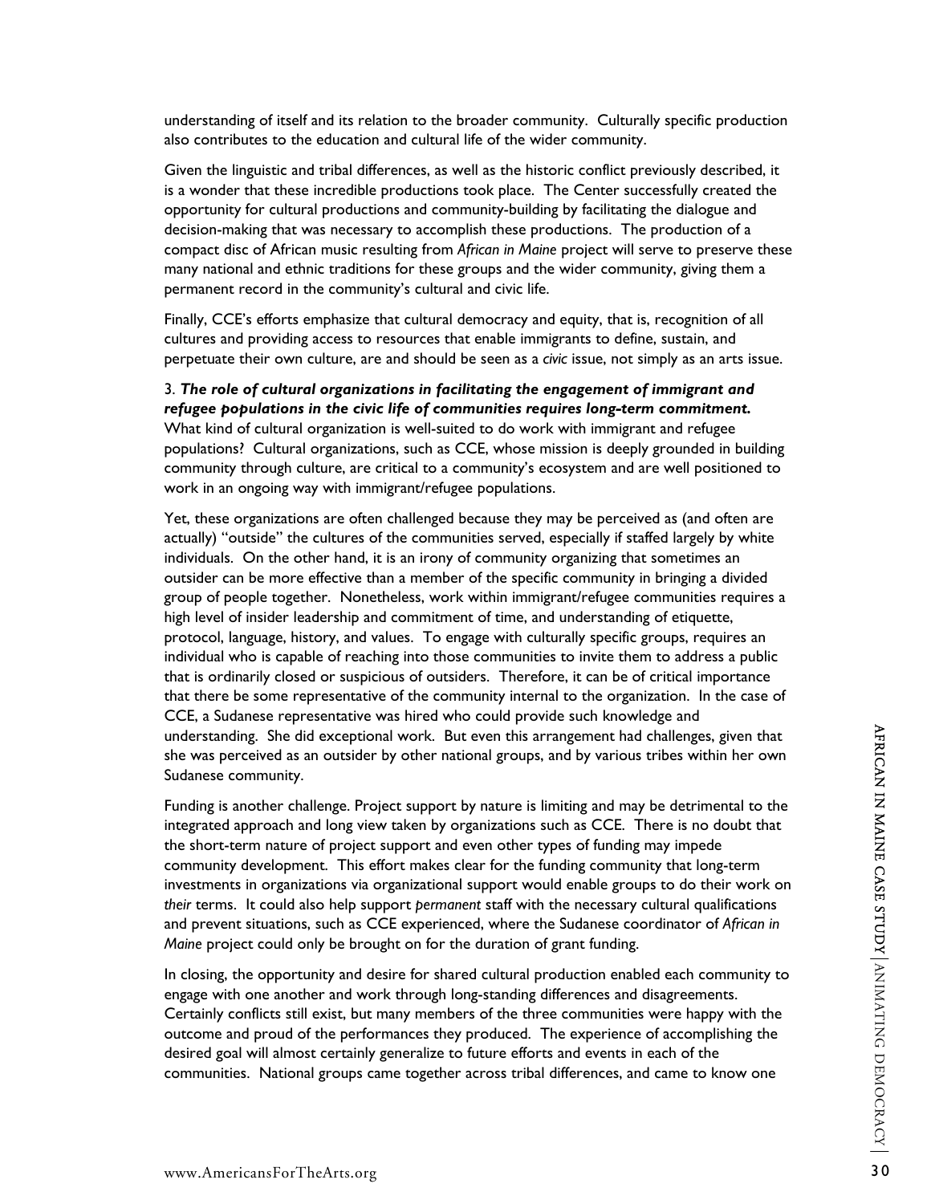understanding of itself and its relation to the broader community. Culturally specific production also contributes to the education and cultural life of the wider community.

Given the linguistic and tribal differences, as well as the historic conflict previously described, it is a wonder that these incredible productions took place. The Center successfully created the opportunity for cultural productions and community-building by facilitating the dialogue and decision-making that was necessary to accomplish these productions. The production of a compact disc of African music resulting from *African in Maine* project will serve to preserve these many national and ethnic traditions for these groups and the wider community, giving them a permanent record in the community's cultural and civic life.

Finally, CCE's efforts emphasize that cultural democracy and equity, that is, recognition of all cultures and providing access to resources that enable immigrants to define, sustain, and perpetuate their own culture, are and should be seen as a *civic* issue, not simply as an arts issue.

3. ***The role of cultural organizations in facilitating the engagement of immigrant and refugee populations in the civic life of communities requires long-term commitment.*** What kind of cultural organization is well-suited to do work with immigrant and refugee populations? Cultural organizations, such as CCE, whose mission is deeply grounded in building community through culture, are critical to a community's ecosystem and are well positioned to work in an ongoing way with immigrant/refugee populations.

Yet, these organizations are often challenged because they may be perceived as (and often are actually) "outside" the cultures of the communities served, especially if staffed largely by white individuals. On the other hand, it is an irony of community organizing that sometimes an outsider can be more effective than a member of the specific community in bringing a divided group of people together. Nonetheless, work within immigrant/refugee communities requires a high level of insider leadership and commitment of time, and understanding of etiquette, protocol, language, history, and values. To engage with culturally specific groups, requires an individual who is capable of reaching into those communities to invite them to address a public that is ordinarily closed or suspicious of outsiders. Therefore, it can be of critical importance that there be some representative of the community internal to the organization. In the case of CCE, a Sudanese representative was hired who could provide such knowledge and understanding. She did exceptional work. But even this arrangement had challenges, given that she was perceived as an outsider by other national groups, and by various tribes within her own Sudanese community.

Funding is another challenge. Project support by nature is limiting and may be detrimental to the integrated approach and long view taken by organizations such as CCE. There is no doubt that the short-term nature of project support and even other types of funding may impede community development. This effort makes clear for the funding community that long-term investments in organizations via organizational support would enable groups to do their work on *their* terms. It could also help support *permanent* staff with the necessary cultural qualifications and prevent situations, such as CCE experienced, where the Sudanese coordinator of *African in Maine* project could only be brought on for the duration of grant funding.

In closing, the opportunity and desire for shared cultural production enabled each community to engage with one another and work through long-standing differences and disagreements. Certainly conflicts still exist, but many members of the three communities were happy with the outcome and proud of the performances they produced. The experience of accomplishing the desired goal will almost certainly generalize to future efforts and events in each of the communities. National groups came together across tribal differences, and came to know one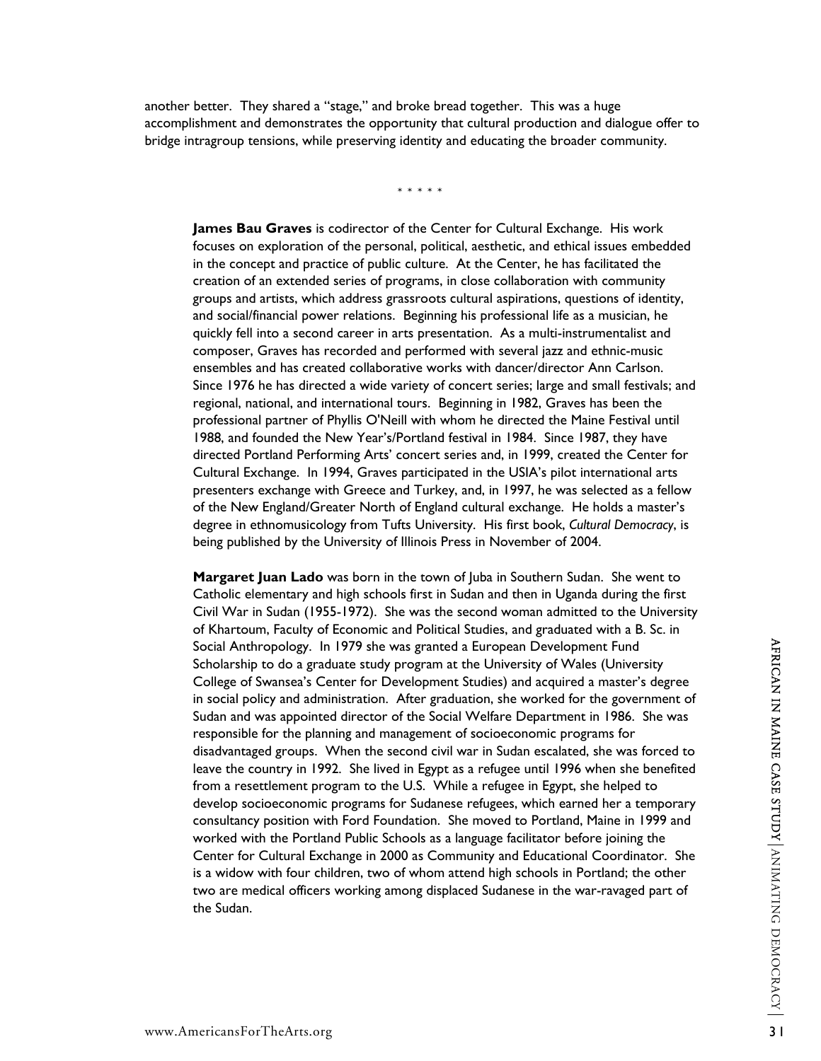another better. They shared a "stage," and broke bread together. This was a huge accomplishment and demonstrates the opportunity that cultural production and dialogue offer to bridge intragroup tensions, while preserving identity and educating the broader community.

\* \* \* \* \*

**James Bau Graves** is codirector of the Center for Cultural Exchange. His work focuses on exploration of the personal, political, aesthetic, and ethical issues embedded in the concept and practice of public culture. At the Center, he has facilitated the creation of an extended series of programs, in close collaboration with community groups and artists, which address grassroots cultural aspirations, questions of identity, and social/financial power relations. Beginning his professional life as a musician, he quickly fell into a second career in arts presentation. As a multi-instrumentalist and composer, Graves has recorded and performed with several jazz and ethnic-music ensembles and has created collaborative works with dancer/director Ann Carlson. Since 1976 he has directed a wide variety of concert series; large and small festivals; and regional, national, and international tours. Beginning in 1982, Graves has been the professional partner of Phyllis O'Neill with whom he directed the Maine Festival until 1988, and founded the New Year's/Portland festival in 1984. Since 1987, they have directed Portland Performing Arts' concert series and, in 1999, created the Center for Cultural Exchange. In 1994, Graves participated in the USIA's pilot international arts presenters exchange with Greece and Turkey, and, in 1997, he was selected as a fellow of the New England/Greater North of England cultural exchange. He holds a master's degree in ethnomusicology from Tufts University. His first book, *Cultural Democracy*, is being published by the University of Illinois Press in November of 2004.

**Margaret Juan Lado** was born in the town of Juba in Southern Sudan. She went to Catholic elementary and high schools first in Sudan and then in Uganda during the first Civil War in Sudan (1955-1972). She was the second woman admitted to the University of Khartoum, Faculty of Economic and Political Studies, and graduated with a B. Sc. in Social Anthropology. In 1979 she was granted a European Development Fund Scholarship to do a graduate study program at the University of Wales (University College of Swansea's Center for Development Studies) and acquired a master's degree in social policy and administration. After graduation, she worked for the government of Sudan and was appointed director of the Social Welfare Department in 1986. She was responsible for the planning and management of socioeconomic programs for disadvantaged groups. When the second civil war in Sudan escalated, she was forced to leave the country in 1992. She lived in Egypt as a refugee until 1996 when she benefited from a resettlement program to the U.S. While a refugee in Egypt, she helped to develop socioeconomic programs for Sudanese refugees, which earned her a temporary consultancy position with Ford Foundation. She moved to Portland, Maine in 1999 and worked with the Portland Public Schools as a language facilitator before joining the Center for Cultural Exchange in 2000 as Community and Educational Coordinator. She is a widow with four children, two of whom attend high schools in Portland; the other two are medical officers working among displaced Sudanese in the war-ravaged part of the Sudan.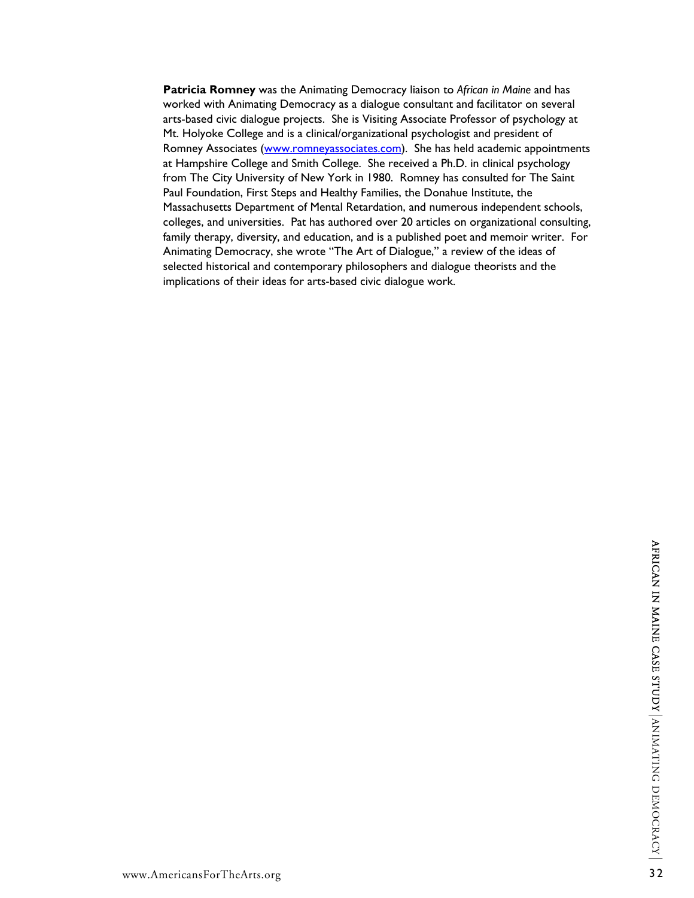**Patricia Romney** was the Animating Democracy liaison to *African in Maine* and has worked with Animating Democracy as a dialogue consultant and facilitator on several arts-based civic dialogue projects. She is Visiting Associate Professor of psychology at Mt. Holyoke College and is a clinical/organizational psychologist and president of Romney Associates ([www.romneyassociates.com](http://www.romneyassociates.com)). She has held academic appointments at Hampshire College and Smith College. She received a Ph.D. in clinical psychology from The City University of New York in 1980. Romney has consulted for The Saint Paul Foundation, First Steps and Healthy Families, the Donahue Institute, the Massachusetts Department of Mental Retardation, and numerous independent schools, colleges, and universities. Pat has authored over 20 articles on organizational consulting, family therapy, diversity, and education, and is a published poet and memoir writer. For Animating Democracy, she wrote "The Art of Dialogue," a review of the ideas of selected historical and contemporary philosophers and dialogue theorists and the implications of their ideas for arts-based civic dialogue work.